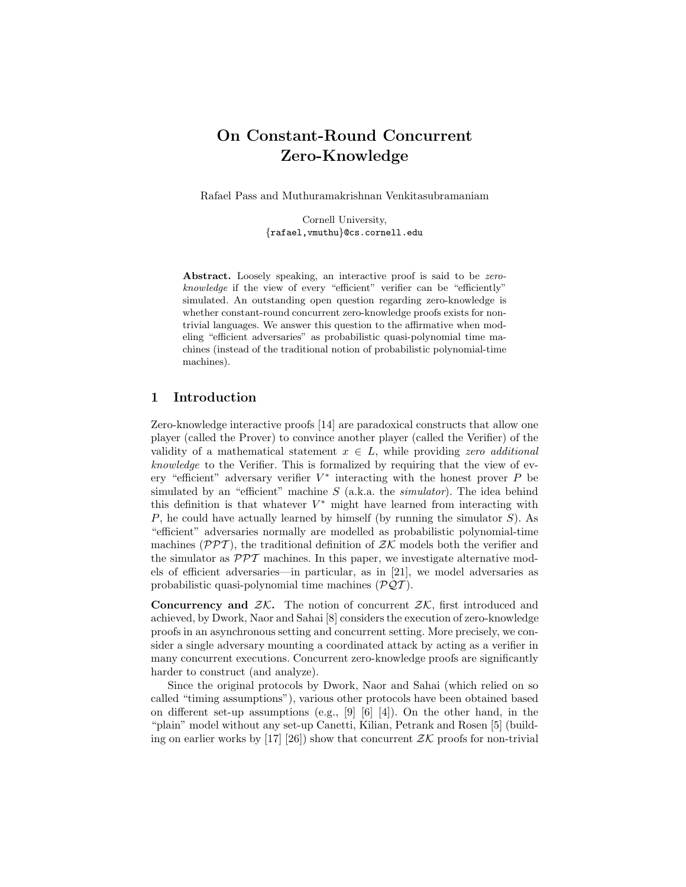# On Constant-Round Concurrent Zero-Knowledge

Rafael Pass and Muthuramakrishnan Venkitasubramaniam

Cornell University,
{rafael,vmuthu}@cs.cornell.edu

**Abstract.** Loosely speaking, an interactive proof is said to be *zero-knowledge* if the view of every "efficient" verifier can be "efficiently" simulated. An outstanding open question regarding zero-knowledge is whether constant-round concurrent zero-knowledge proofs exists for non-trivial languages. We answer this question to the affirmative when modeling "efficient adversaries" as probabilistic quasi-polynomial time machines (instead of the traditional notion of probabilistic polynomial-time machines).

## 1 Introduction

Zero-knowledge interactive proofs [14] are paradoxical constructs that allow one player (called the Prover) to convince another player (called the Verifier) of the validity of a mathematical statement $x \in L$, while providing *zero additional knowledge* to the Verifier. This is formalized by requiring that the view of every "efficient" adversary verifier $V^*$ interacting with the honest prover $P$ be simulated by an "efficient" machine $S$ (a.k.a. the *simulator*). The idea behind this definition is that whatever $V^*$ might have learned from interacting with $P$, he could have actually learned by himself (by running the simulator $S$). As "efficient" adversaries normally are modelled as probabilistic polynomial-time machines ($\mathcal{PPT}$), the traditional definition of $\mathcal{ZK}$ models both the verifier and the simulator as $\mathcal{PPT}$ machines. In this paper, we investigate alternative models of efficient adversaries—in particular, as in [21], we model adversaries as probabilistic quasi-polynomial time machines ($\mathcal{PQT}$).

**Concurrency and $\mathcal{ZK}$.** The notion of concurrent $\mathcal{ZK}$, first introduced and achieved, by Dwork, Naor and Sahai [8] considers the execution of zero-knowledge proofs in an asynchronous setting and concurrent setting. More precisely, we consider a single adversary mounting a coordinated attack by acting as a verifier in many concurrent executions. Concurrent zero-knowledge proofs are significantly harder to construct (and analyze).

Since the original protocols by Dwork, Naor and Sahai (which relied on so called "timing assumptions"), various other protocols have been obtained based on different set-up assumptions (e.g., [9] [6] [4]). On the other hand, in the "plain" model without any set-up Canetti, Kilian, Petrank and Rosen [5] (building on earlier works by [17] [26]) show that concurrent $\mathcal{ZK}$ proofs for non-trivial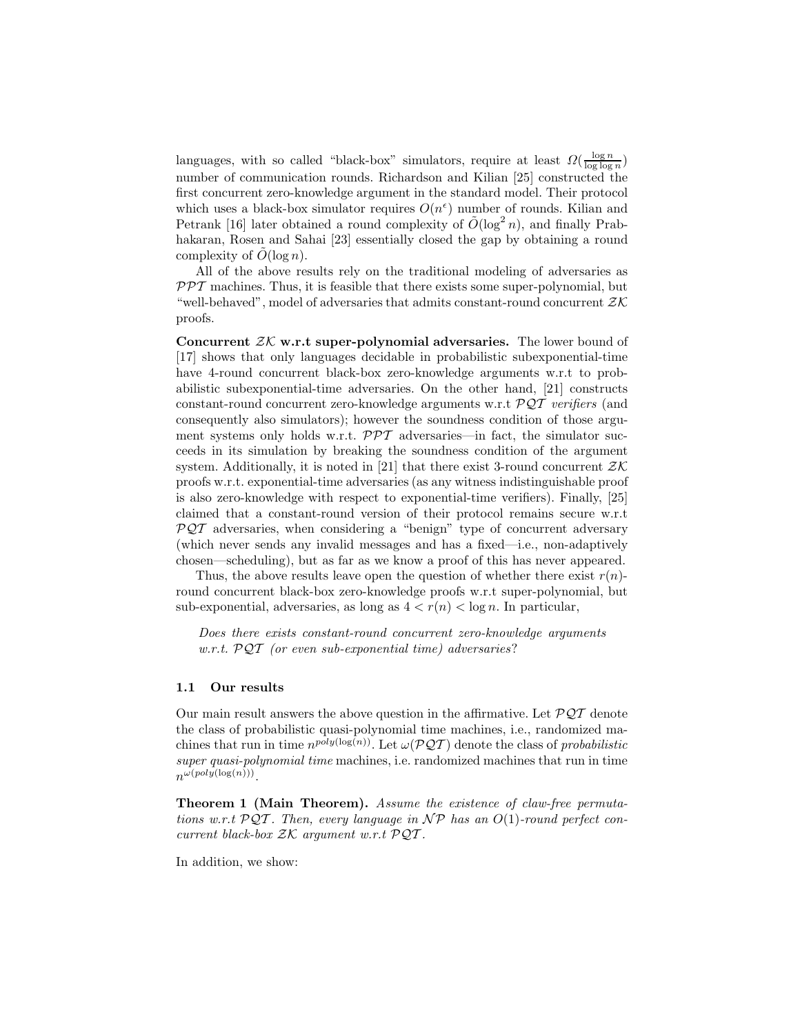languages, with so called "black-box" simulators, require at least $\Omega(\frac{\log n}{\log \log n})$ number of communication rounds. Richardson and Kilian [25] constructed the first concurrent zero-knowledge argument in the standard model. Their protocol which uses a black-box simulator requires $O(n^\epsilon)$ number of rounds. Kilian and Petrank [16] later obtained a round complexity of $\tilde{O}(\log^2 n)$, and finally Prabhakaran, Rosen and Sahai [23] essentially closed the gap by obtaining a round complexity of $\tilde{O}(\log n)$.

All of the above results rely on the traditional modeling of adversaries as $\mathcal{PPT}$ machines. Thus, it is feasible that there exists some super-polynomial, but "well-behaved", model of adversaries that admits constant-round concurrent $\mathcal{ZK}$ proofs.

**Concurrent $\mathcal{ZK}$ w.r.t super-polynomial adversaries.** The lower bound of [17] shows that only languages decidable in probabilistic subexponential-time have 4-round concurrent black-box zero-knowledge arguments w.r.t to probabilistic subexponential-time adversaries. On the other hand, [21] constructs constant-round concurrent zero-knowledge arguments w.r.t $\mathcal{PQT}$ *verifiers* (and consequently also simulators); however the soundness condition of those argument systems only holds w.r.t. $\mathcal{PPT}$ adversaries—in fact, the simulator succeeds in its simulation by breaking the soundness condition of the argument system. Additionally, it is noted in [21] that there exist 3-round concurrent $\mathcal{ZK}$ proofs w.r.t. exponential-time adversaries (as any witness indistinguishable proof is also zero-knowledge with respect to exponential-time verifiers). Finally, [25] claimed that a constant-round version of their protocol remains secure w.r.t $\mathcal{PQT}$ adversaries, when considering a "benign" type of concurrent adversary (which never sends any invalid messages and has a fixed—i.e., non-adaptively chosen—scheduling), but as far as we know a proof of this has never appeared.

Thus, the above results leave open the question of whether there exist $r(n)$-round concurrent black-box zero-knowledge proofs w.r.t super-polynomial, but sub-exponential, adversaries, as long as $4 < r(n) < \log n$. In particular,

> *Does there exists constant-round concurrent zero-knowledge arguments w.r.t. $\mathcal{PQT}$ (or even sub-exponential time) adversaries?*

### 1.1 Our results

Our main result answers the above question in the affirmative. Let $\mathcal{PQT}$ denote the class of probabilistic quasi-polynomial time machines, i.e., randomized machines that run in time $n^{poly(\log(n))}$. Let $\omega(\mathcal{PQT})$ denote the class of *probabilistic super quasi-polynomial time* machines, i.e. randomized machines that run in time $n^{\omega(poly(\log(n)))}$.

**Theorem 1 (Main Theorem).** *Assume the existence of claw-free permutations w.r.t $\mathcal{PQT}$. Then, every language in $\mathcal{NP}$ has an $O(1)$-round perfect concurrent black-box $\mathcal{ZK}$ argument w.r.t $\mathcal{PQT}$.*

In addition, we show: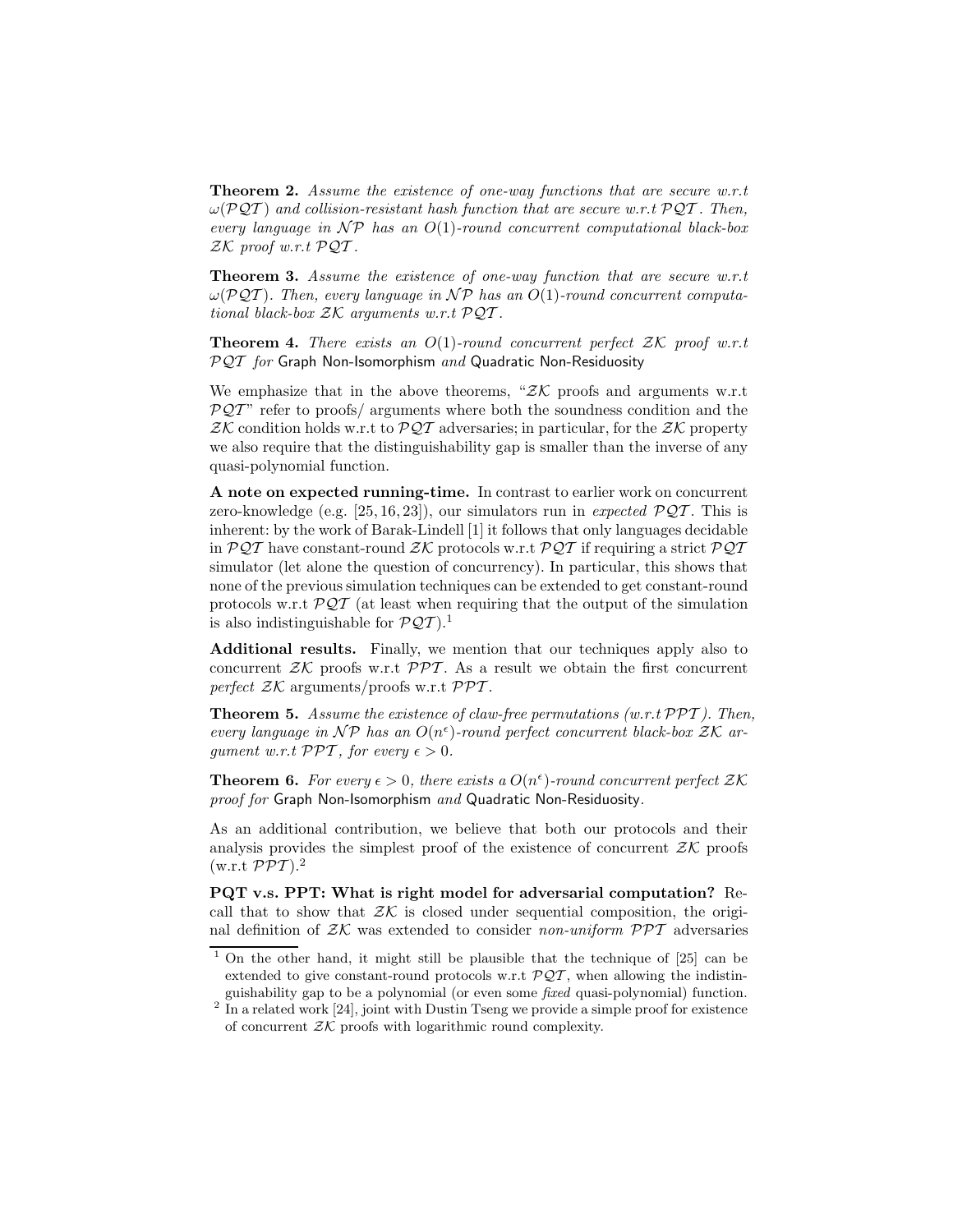**Theorem 2.** *Assume the existence of one-way functions that are secure w.r.t $\omega(\mathcal{PQT})$ and collision-resistant hash function that are secure w.r.t $\mathcal{PQT}$. Then, every language in $\mathcal{NP}$ has an $O(1)$-round concurrent computational black-box $\mathcal{ZK}$ proof w.r.t $\mathcal{PQT}$.*

**Theorem 3.** *Assume the existence of one-way function that are secure w.r.t $\omega(\mathcal{PQT})$. Then, every language in $\mathcal{NP}$ has an $O(1)$-round concurrent computational black-box $\mathcal{ZK}$ arguments w.r.t $\mathcal{PQT}$.*

**Theorem 4.** *There exists an $O(1)$-round concurrent perfect $\mathcal{ZK}$ proof w.r.t $\mathcal{PQT}$ for* Graph Non-Isomorphism *and* Quadratic Non-Residuosity

We emphasize that in the above theorems, "$\mathcal{ZK}$ proofs and arguments w.r.t $\mathcal{PQT}$" refer to proofs/ arguments where both the soundness condition and the $\mathcal{ZK}$ condition holds w.r.t to $\mathcal{PQT}$ adversaries; in particular, for the $\mathcal{ZK}$ property we also require that the distinguishability gap is smaller than the inverse of any quasi-polynomial function.

**A note on expected running-time.** In contrast to earlier work on concurrent zero-knowledge (e.g. [25, 16, 23]), our simulators run in *expected* $\mathcal{PQT}$. This is inherent: by the work of Barak-Lindell [1] it follows that only languages decidable in $\mathcal{PQT}$ have constant-round $\mathcal{ZK}$ protocols w.r.t $\mathcal{PQT}$ if requiring a strict $\mathcal{PQT}$ simulator (let alone the question of concurrency). In particular, this shows that none of the previous simulation techniques can be extended to get constant-round protocols w.r.t $\mathcal{PQT}$ (at least when requiring that the output of the simulation is also indistinguishable for $\mathcal{PQT}$).[1]

**Additional results.** Finally, we mention that our techniques apply also to concurrent $\mathcal{ZK}$ proofs w.r.t $\mathcal{PPT}$. As a result we obtain the first concurrent *perfect* $\mathcal{ZK}$ arguments/proofs w.r.t $\mathcal{PPT}$.

**Theorem 5.** *Assume the existence of claw-free permutations (w.r.t $\mathcal{PPT}$). Then, every language in $\mathcal{NP}$ has an $O(n^\epsilon)$-round perfect concurrent black-box $\mathcal{ZK}$ argument w.r.t $\mathcal{PPT}$, for every $\epsilon > 0$.*

**Theorem 6.** *For every $\epsilon > 0$, there exists a $O(n^\epsilon)$-round concurrent perfect $\mathcal{ZK}$ proof for* Graph Non-Isomorphism *and* Quadratic Non-Residuosity*.*

As an additional contribution, we believe that both our protocols and their analysis provides the simplest proof of the existence of concurrent $\mathcal{ZK}$ proofs (w.r.t $\mathcal{PPT}$).[2]

**PQT v.s. PPT: What is right model for adversarial computation?** Recall that to show that $\mathcal{ZK}$ is closed under sequential composition, the original definition of $\mathcal{ZK}$ was extended to consider *non-uniform* $\mathcal{PPT}$ adversaries

[1] On the other hand, it might still be plausible that the technique of [25] can be extended to give constant-round protocols w.r.t $\mathcal{PQT}$, when allowing the indistinguishability gap to be a polynomial (or even some *fixed* quasi-polynomial) function.

[2] In a related work [24], joint with Dustin Tseng we provide a simple proof for existence of concurrent $\mathcal{ZK}$ proofs with logarithmic round complexity.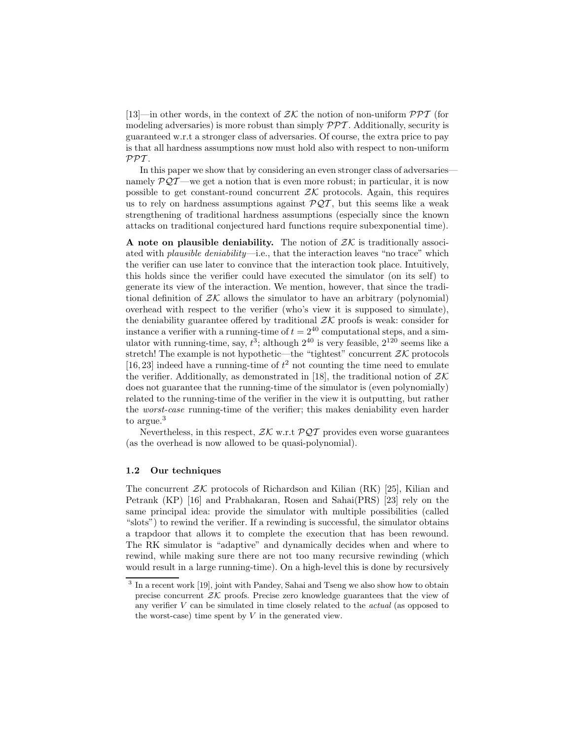[13]—in other words, in the context of $\mathcal{ZK}$ the notion of non-uniform $\mathcal{PPT}$ (for modeling adversaries) is more robust than simply $\mathcal{PPT}$. Additionally, security is guaranteed w.r.t a stronger class of adversaries. Of course, the extra price to pay is that all hardness assumptions now must hold also with respect to non-uniform $\mathcal{PPT}$.

In this paper we show that by considering an even stronger class of adversaries—namely $\mathcal{PQT}$—we get a notion that is even more robust; in particular, it is now possible to get constant-round concurrent $\mathcal{ZK}$ protocols. Again, this requires us to rely on hardness assumptions against $\mathcal{PQT}$, but this seems like a weak strengthening of traditional hardness assumptions (especially since the known attacks on traditional conjectured hard functions require subexponential time).

**A note on plausible deniability.** The notion of $\mathcal{ZK}$ is traditionally associated with *plausible deniability*—i.e., that the interaction leaves "no trace" which the verifier can use later to convince that the interaction took place. Intuitively, this holds since the verifier could have executed the simulator (on its self) to generate its view of the interaction. We mention, however, that since the traditional definition of $\mathcal{ZK}$ allows the simulator to have an arbitrary (polynomial) overhead with respect to the verifier (who's view it is supposed to simulate), the deniability guarantee offered by traditional $\mathcal{ZK}$ proofs is weak: consider for instance a verifier with a running-time of $t = 2^{40}$ computational steps, and a simulator with running-time, say, $t^3$; although $2^{40}$ is very feasible, $2^{120}$ seems like a stretch! The example is not hypothetic—the "tightest" concurrent $\mathcal{ZK}$ protocols [16, 23] indeed have a running-time of $t^2$ not counting the time need to emulate the verifier. Additionally, as demonstrated in [18], the traditional notion of $\mathcal{ZK}$ does not guarantee that the running-time of the simulator is (even polynomially) related to the running-time of the verifier in the view it is outputting, but rather the *worst-case* running-time of the verifier; this makes deniability even harder to argue.[3]

Nevertheless, in this respect, $\mathcal{ZK}$ w.r.t $\mathcal{PQT}$ provides even worse guarantees (as the overhead is now allowed to be quasi-polynomial).

### 1.2 Our techniques

The concurrent $\mathcal{ZK}$ protocols of Richardson and Kilian (RK) [25], Kilian and Petrank (KP) [16] and Prabhakaran, Rosen and Sahai(PRS) [23] rely on the same principal idea: provide the simulator with multiple possibilities (called "slots") to rewind the verifier. If a rewinding is successful, the simulator obtains a trapdoor that allows it to complete the execution that has been rewound. The RK simulator is "adaptive" and dynamically decides when and where to rewind, while making sure there are not too many recursive rewinding (which would result in a large running-time). On a high-level this is done by recursively

[3] In a recent work [19], joint with Pandey, Sahai and Tseng we also show how to obtain precise concurrent $\mathcal{ZK}$ proofs. Precise zero knowledge guarantees that the view of any verifier $V$ can be simulated in time closely related to the *actual* (as opposed to the worst-case) time spent by $V$ in the generated view.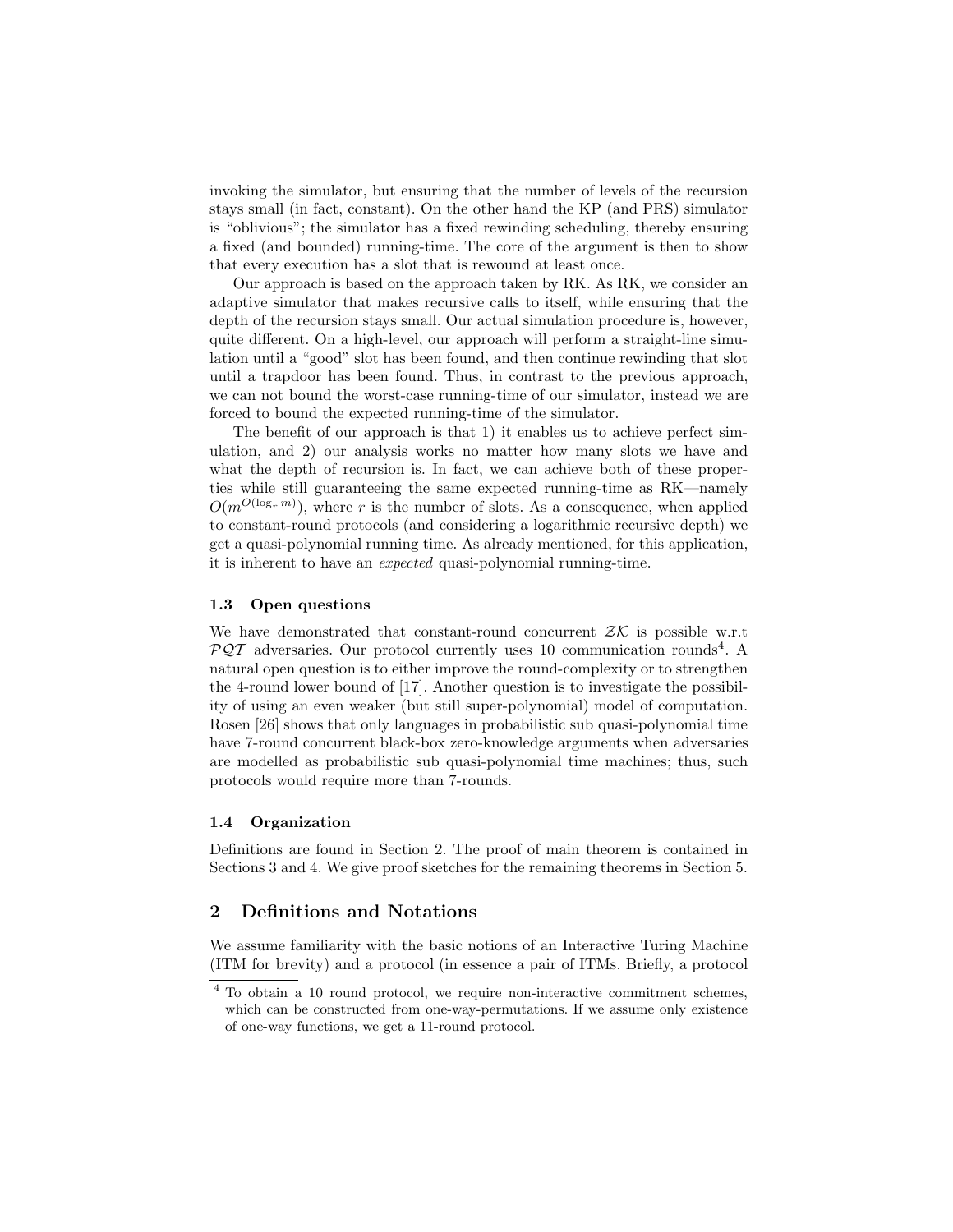invoking the simulator, but ensuring that the number of levels of the recursion stays small (in fact, constant). On the other hand the KP (and PRS) simulator is "oblivious"; the simulator has a fixed rewinding scheduling, thereby ensuring a fixed (and bounded) running-time. The core of the argument is then to show that every execution has a slot that is rewound at least once.

Our approach is based on the approach taken by RK. As RK, we consider an adaptive simulator that makes recursive calls to itself, while ensuring that the depth of the recursion stays small. Our actual simulation procedure is, however, quite different. On a high-level, our approach will perform a straight-line simulation until a "good" slot has been found, and then continue rewinding that slot until a trapdoor has been found. Thus, in contrast to the previous approach, we can not bound the worst-case running-time of our simulator, instead we are forced to bound the expected running-time of the simulator.

The benefit of our approach is that 1) it enables us to achieve perfect simulation, and 2) our analysis works no matter how many slots we have and what the depth of recursion is. In fact, we can achieve both of these properties while still guaranteeing the same expected running-time as RK—namely $O(m^{O(\log_r m)})$, where $r$ is the number of slots. As a consequence, when applied to constant-round protocols (and considering a logarithmic recursive depth) we get a quasi-polynomial running time. As already mentioned, for this application, it is inherent to have an *expected* quasi-polynomial running-time.

### 1.3 Open questions

We have demonstrated that constant-round concurrent $\mathcal{ZK}$ is possible w.r.t $\mathcal{PQT}$ adversaries. Our protocol currently uses 10 communication rounds[4]. A natural open question is to either improve the round-complexity or to strengthen the 4-round lower bound of [17]. Another question is to investigate the possibility of using an even weaker (but still super-polynomial) model of computation. Rosen [26] shows that only languages in probabilistic sub quasi-polynomial time have 7-round concurrent black-box zero-knowledge arguments when adversaries are modelled as probabilistic sub quasi-polynomial time machines; thus, such protocols would require more than 7-rounds.

### 1.4 Organization

Definitions are found in Section 2. The proof of main theorem is contained in Sections 3 and 4. We give proof sketches for the remaining theorems in Section 5.

## 2 Definitions and Notations

We assume familiarity with the basic notions of an Interactive Turing Machine (ITM for brevity) and a protocol (in essence a pair of ITMs. Briefly, a protocol

[4] To obtain a 10 round protocol, we require non-interactive commitment schemes, which can be constructed from one-way-permutations. If we assume only existence of one-way functions, we get a 11-round protocol.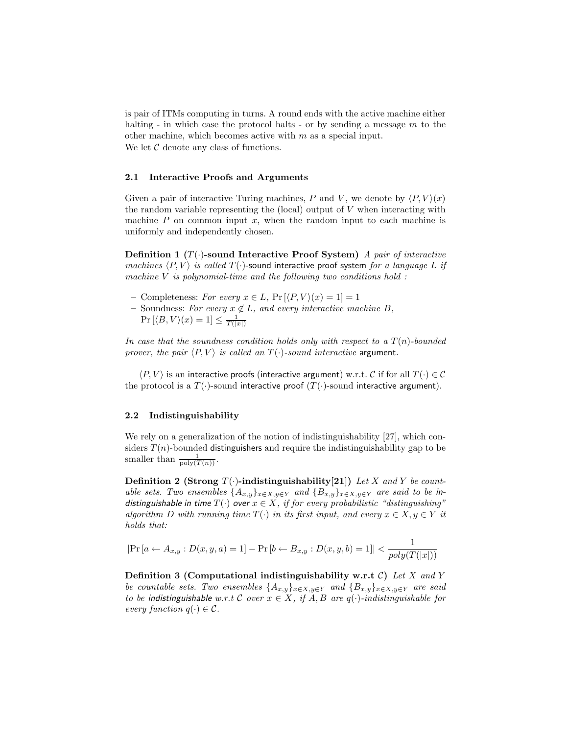is pair of ITMs computing in turns. A round ends with the active machine either halting - in which case the protocol halts - or by sending a message $m$ to the other machine, which becomes active with $m$ as a special input.
We let $\mathcal{C}$ denote any class of functions.

### 2.1 Interactive Proofs and Arguments

Given a pair of interactive Turing machines, $P$ and $V$, we denote by $\langle P, V\rangle(x)$ the random variable representing the (local) output of $V$ when interacting with machine $P$ on common input $x$, when the random input to each machine is uniformly and independently chosen.

**Definition 1 ($T(\cdot)$-sound Interactive Proof System)** *A pair of interactive machines $\langle P, V\rangle$ is called $T(\cdot)$-sound interactive proof system for a language $L$ if machine $V$ is polynomial-time and the following two conditions hold :*

- Completeness: *For every $x \in L$, $\Pr[\langle P, V\rangle(x) = 1] = 1$*
- Soundness: *For every $x \notin L$, and every interactive machine $B$,* $\Pr[\langle B, V\rangle(x) = 1] \leq \frac{1}{T(|x|)}$

*In case that the soundness condition holds only with respect to a $T(n)$-bounded prover, the pair $\langle P, V\rangle$ is called an $T(\cdot)$-sound interactive argument.*

$\langle P, V\rangle$ is an interactive proofs (interactive argument) w.r.t. $\mathcal{C}$ if for all $T(\cdot) \in \mathcal{C}$ the protocol is a $T(\cdot)$-sound interactive proof ($T(\cdot)$-sound interactive argument).

### 2.2 Indistinguishability

We rely on a generalization of the notion of indistinguishability [27], which considers $T(n)$-bounded distinguishers and require the indistinguishability gap to be smaller than $\frac{1}{\text{poly}(T(n))}$.

**Definition 2 (Strong $T(\cdot)$-indistinguishability[21])** *Let $X$ and $Y$ be countable sets. Two ensembles $\{A_{x,y}\}_{x\in X, y\in Y}$ and $\{B_{x,y}\}_{x\in X, y\in Y}$ are said to be indistinguishable in time $T(\cdot)$ over $x \in X$, if for every probabilistic "distinguishing" algorithm $D$ with running time $T(\cdot)$ in its first input, and every $x \in X, y \in Y$ it holds that:*

$$|\Pr[a \leftarrow A_{x,y} : D(x, y, a) = 1] - \Pr[b \leftarrow B_{x,y} : D(x, y, b) = 1]| < \frac{1}{poly(T(|x|))}$$

**Definition 3 (Computational indistinguishability w.r.t $\mathcal{C}$)** *Let $X$ and $Y$ be countable sets. Two ensembles $\{A_{x,y}\}_{x\in X, y\in Y}$ and $\{B_{x,y}\}_{x\in X, y\in Y}$ are said to be indistinguishable w.r.t $\mathcal{C}$ over $x \in X$, if $A, B$ are $q(\cdot)$-indistinguishable for every function $q(\cdot) \in \mathcal{C}$.*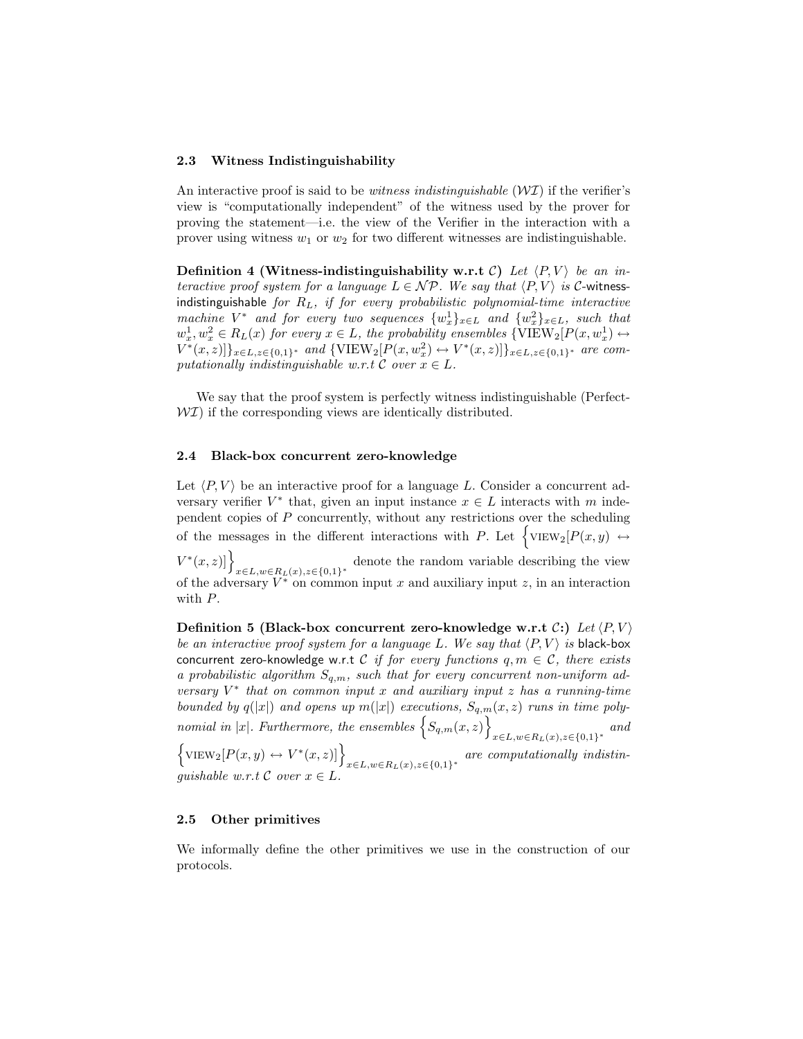### 2.3 Witness Indistinguishability

An interactive proof is said to be *witness indistinguishable* ($\mathcal{WI}$) if the verifier's view is "computationally independent" of the witness used by the prover for proving the statement—i.e. the view of the Verifier in the interaction with a prover using witness $w_1$ or $w_2$ for two different witnesses are indistinguishable.

**Definition 4 (Witness-indistinguishability w.r.t $\mathcal{C}$)** *Let $\langle P, V \rangle$ be an interactive proof system for a language $L \in \mathcal{NP}$. We say that $\langle P, V \rangle$ is $\mathcal{C}$-*witness-indistinguishable *for $R_L$, if for every probabilistic polynomial-time interactive machine $V^*$ and for every two sequences $\{w_x^1\}_{x \in L}$ and $\{w_x^2\}_{x \in L}$, such that $w_x^1, w_x^2 \in R_L(x)$ for every $x \in L$, the probability ensembles $\{\mathrm{VIEW}_2[P(x, w_x^1) \leftrightarrow V^*(x, z)]\}_{x \in L, z \in \{0,1\}^*}$ and $\{\mathrm{VIEW}_2[P(x, w_x^2) \leftrightarrow V^*(x, z)]\}_{x \in L, z \in \{0,1\}^*}$ are computationally indistinguishable w.r.t $\mathcal{C}$ over $x \in L$.*

We say that the proof system is perfectly witness indistinguishable (Perfect-$\mathcal{WI}$) if the corresponding views are identically distributed.

### 2.4 Black-box concurrent zero-knowledge

Let $\langle P, V \rangle$ be an interactive proof for a language $L$. Consider a concurrent adversary verifier $V^*$ that, given an input instance $x \in L$ interacts with $m$ independent copies of $P$ concurrently, without any restrictions over the scheduling of the messages in the different interactions with $P$. Let $\Big\{ \mathrm{VIEW}_2[P(x, y) \leftrightarrow V^*(x, z)] \Big\}_{x \in L, w \in R_L(x), z \in \{0,1\}^*}$ denote the random variable describing the view of the adversary $V^*$ on common input $x$ and auxiliary input $z$, in an interaction with $P$.

**Definition 5 (Black-box concurrent zero-knowledge w.r.t $\mathcal{C}$:)** *Let $\langle P, V \rangle$ be an interactive proof system for a language $L$. We say that $\langle P, V \rangle$ is* black-box concurrent zero-knowledge w.r.t $\mathcal{C}$ *if for every functions $q, m \in \mathcal{C}$, there exists a probabilistic algorithm $S_{q,m}$, such that for every concurrent non-uniform adversary $V^*$ that on common input $x$ and auxiliary input $z$ has a running-time bounded by $q(|x|)$ and opens up $m(|x|)$ executions, $S_{q,m}(x, z)$ runs in time polynomial in $|x|$. Furthermore, the ensembles $\Big\{ S_{q,m}(x, z) \Big\}_{x \in L, w \in R_L(x), z \in \{0,1\}^*}$ and $\Big\{ \mathrm{VIEW}_2[P(x, y) \leftrightarrow V^*(x, z)] \Big\}_{x \in L, w \in R_L(x), z \in \{0,1\}^*}$ are computationally indistinguishable w.r.t $\mathcal{C}$ over $x \in L$.*

### 2.5 Other primitives

We informally define the other primitives we use in the construction of our protocols.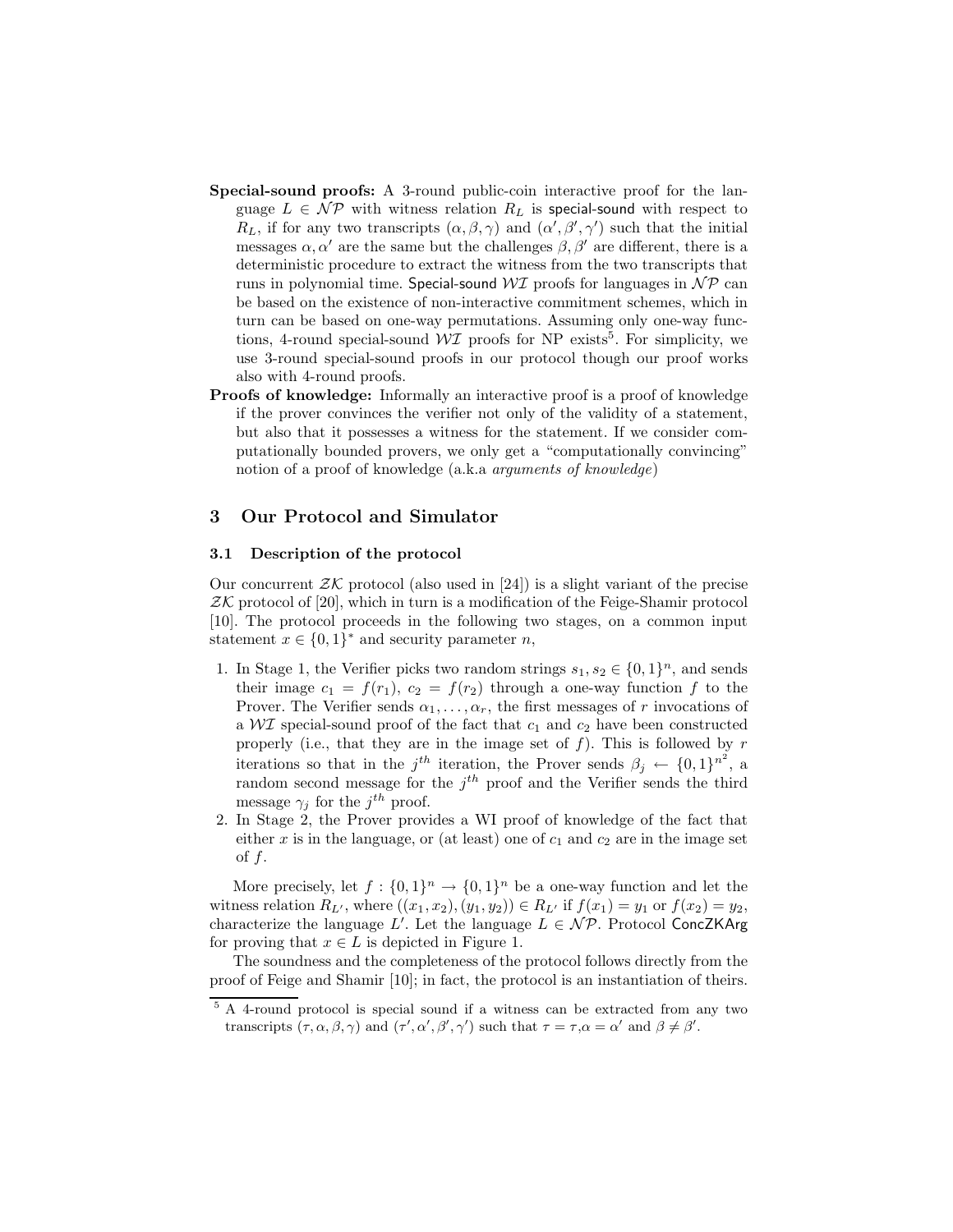**Special-sound proofs:** A 3-round public-coin interactive proof for the language $L \in \mathcal{NP}$ with witness relation $R_L$ is special-sound with respect to $R_L$, if for any two transcripts $(\alpha, \beta, \gamma)$ and $(\alpha', \beta', \gamma')$ such that the initial messages $\alpha, \alpha'$ are the same but the challenges $\beta, \beta'$ are different, there is a deterministic procedure to extract the witness from the two transcripts that runs in polynomial time. Special-sound $\mathcal{WI}$ proofs for languages in $\mathcal{NP}$ can be based on the existence of non-interactive commitment schemes, which in turn can be based on one-way permutations. Assuming only one-way functions, 4-round special-sound $\mathcal{WI}$ proofs for NP exists[5]. For simplicity, we use 3-round special-sound proofs in our protocol though our proof works also with 4-round proofs.

**Proofs of knowledge:** Informally an interactive proof is a proof of knowledge if the prover convinces the verifier not only of the validity of a statement, but also that it possesses a witness for the statement. If we consider computationally bounded provers, we only get a "computationally convincing" notion of a proof of knowledge (a.k.a *arguments of knowledge*)

## 3 Our Protocol and Simulator

### 3.1 Description of the protocol

Our concurrent $\mathcal{ZK}$ protocol (also used in [24]) is a slight variant of the precise $\mathcal{ZK}$ protocol of [20], which in turn is a modification of the Feige-Shamir protocol [10]. The protocol proceeds in the following two stages, on a common input statement $x \in \{0,1\}^*$ and security parameter $n$,

1. In Stage 1, the Verifier picks two random strings $s_1, s_2 \in \{0,1\}^n$, and sends their image $c_1 = f(r_1)$, $c_2 = f(r_2)$ through a one-way function $f$ to the Prover. The Verifier sends $\alpha_1, \ldots, \alpha_r$, the first messages of $r$ invocations of a $\mathcal{WI}$ special-sound proof of the fact that $c_1$ and $c_2$ have been constructed properly (i.e., that they are in the image set of $f$). This is followed by $r$ iterations so that in the $j^{th}$ iteration, the Prover sends $\beta_j \leftarrow \{0,1\}^{n^2}$, a random second message for the $j^{th}$ proof and the Verifier sends the third message $\gamma_j$ for the $j^{th}$ proof.
2. In Stage 2, the Prover provides a WI proof of knowledge of the fact that either $x$ is in the language, or (at least) one of $c_1$ and $c_2$ are in the image set of $f$.

More precisely, let $f : \{0,1\}^n \to \{0,1\}^n$ be a one-way function and let the witness relation $R_{L'}$, where $((x_1, x_2), (y_1, y_2)) \in R_{L'}$ if $f(x_1) = y_1$ or $f(x_2) = y_2$, characterize the language $L'$. Let the language $L \in \mathcal{NP}$. Protocol ConcZKArg for proving that $x \in L$ is depicted in Figure 1.

The soundness and the completeness of the protocol follows directly from the proof of Feige and Shamir [10]; in fact, the protocol is an instantiation of theirs.

[5] A 4-round protocol is special sound if a witness can be extracted from any two transcripts $(\tau, \alpha, \beta, \gamma)$ and $(\tau', \alpha', \beta', \gamma')$ such that $\tau = \tau, \alpha = \alpha'$ and $\beta \neq \beta'$.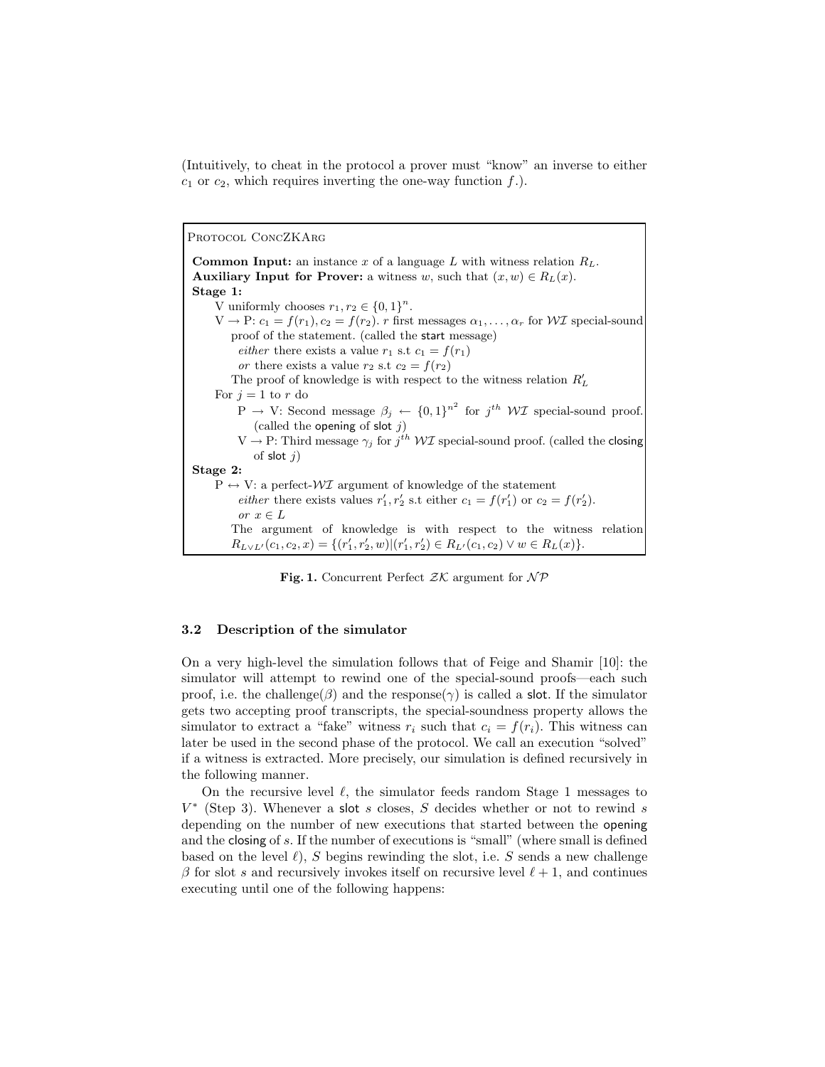(Intuitively, to cheat in the protocol a prover must "know" an inverse to either $c_1$ or $c_2$, which requires inverting the one-way function $f$.).

---

PROTOCOL CONCZKARG

**Common Input:** an instance $x$ of a language $L$ with witness relation $R_L$.
**Auxiliary Input for Prover:** a witness $w$, such that $(x, w) \in R_L(x)$.
**Stage 1:**

V uniformly chooses $r_1, r_2 \in \{0,1\}^n$.

V $\rightarrow$ P: $c_1 = f(r_1), c_2 = f(r_2)$. $r$ first messages $\alpha_1, \ldots, \alpha_r$ for $\mathcal{WI}$ special-sound proof of the statement. (called the start message)

*either* there exists a value $r_1$ s.t $c_1 = f(r_1)$

*or* there exists a value $r_2$ s.t $c_2 = f(r_2)$

The proof of knowledge is with respect to the witness relation $R'_L$

For $j = 1$ to $r$ do

P $\rightarrow$ V: Second message $\beta_j \leftarrow \{0,1\}^{n^2}$ for $j^{th}$ $\mathcal{WI}$ special-sound proof. (called the opening of slot $j$)

V $\rightarrow$ P: Third message $\gamma_j$ for $j^{th}$ $\mathcal{WI}$ special-sound proof. (called the closing of slot $j$)

**Stage 2:**

P $\leftrightarrow$ V: a perfect-$\mathcal{WI}$ argument of knowledge of the statement

*either* there exists values $r'_1, r'_2$ s.t either $c_1 = f(r'_1)$ or $c_2 = f(r'_2)$.

*or* $x \in L$

The argument of knowledge is with respect to the witness relation $R_{L \vee L'}(c_1, c_2, x) = \{(r'_1, r'_2, w) | (r'_1, r'_2) \in R_{L'}(c_1, c_2) \vee w \in R_L(x)\}$.

---

**Fig. 1.** Concurrent Perfect $\mathcal{ZK}$ argument for $\mathcal{NP}$

### 3.2 Description of the simulator

On a very high-level the simulation follows that of Feige and Shamir [10]: the simulator will attempt to rewind one of the special-sound proofs—each such proof, i.e. the challenge($\beta$) and the response($\gamma$) is called a slot. If the simulator gets two accepting proof transcripts, the special-soundness property allows the simulator to extract a "fake" witness $r_i$ such that $c_i = f(r_i)$. This witness can later be used in the second phase of the protocol. We call an execution "solved" if a witness is extracted. More precisely, our simulation is defined recursively in the following manner.

On the recursive level $\ell$, the simulator feeds random Stage 1 messages to $V^*$ (Step 3). Whenever a slot $s$ closes, $S$ decides whether or not to rewind $s$ depending on the number of new executions that started between the opening and the closing of $s$. If the number of executions is "small" (where small is defined based on the level $\ell$), $S$ begins rewinding the slot, i.e. $S$ sends a new challenge $\beta$ for slot $s$ and recursively invokes itself on recursive level $\ell + 1$, and continues executing until one of the following happens: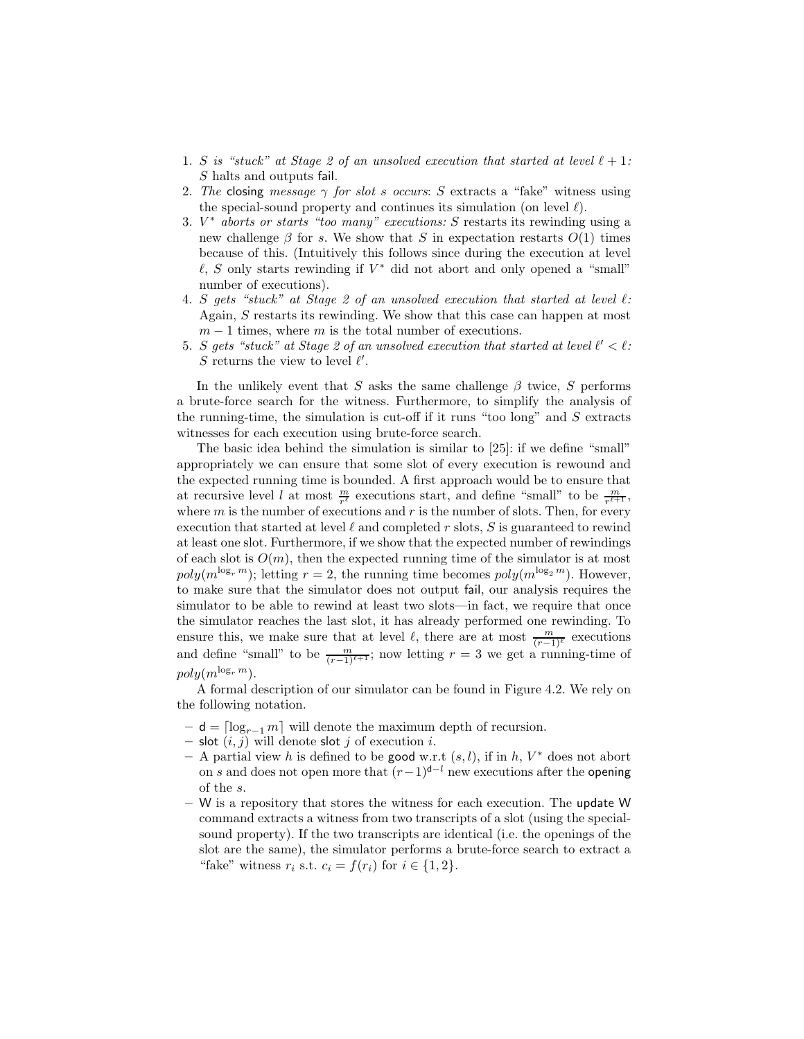1. *S is "stuck" at Stage 2 of an unsolved execution that started at level $\ell + 1$:* $S$ halts and outputs fail.
2. *The* closing *message $\gamma$ for slot $s$ occurs*: $S$ extracts a "fake" witness using the special-sound property and continues its simulation (on level $\ell$).
3. *$V^*$ aborts or starts "too many" executions:* $S$ restarts its rewinding using a new challenge $\beta$ for $s$. We show that $S$ in expectation restarts $O(1)$ times because of this. (Intuitively this follows since during the execution at level $\ell$, $S$ only starts rewinding if $V^*$ did not abort and only opened a "small" number of executions).
4. *S gets "stuck" at Stage 2 of an unsolved execution that started at level $\ell$:* Again, $S$ restarts its rewinding. We show that this case can happen at most $m - 1$ times, where $m$ is the total number of executions.
5. *S gets "stuck" at Stage 2 of an unsolved execution that started at level $\ell' < \ell$:* $S$ returns the view to level $\ell'$.

In the unlikely event that $S$ asks the same challenge $\beta$ twice, $S$ performs a brute-force search for the witness. Furthermore, to simplify the analysis of the running-time, the simulation is cut-off if it runs "too long" and $S$ extracts witnesses for each execution using brute-force search.

The basic idea behind the simulation is similar to [25]: if we define "small" appropriately we can ensure that some slot of every execution is rewound and the expected running time is bounded. A first approach would be to ensure that at recursive level $l$ at most $\frac{m}{r^l}$ executions start, and define "small" to be $\frac{m}{r^{\ell+1}}$, where $m$ is the number of executions and $r$ is the number of slots. Then, for every execution that started at level $\ell$ and completed $r$ slots, $S$ is guaranteed to rewind at least one slot. Furthermore, if we show that the expected number of rewindings of each slot is $O(m)$, then the expected running time of the simulator is at most $poly(m^{\log_r m})$; letting $r = 2$, the running time becomes $poly(m^{\log_2 m})$. However, to make sure that the simulator does not output fail, our analysis requires the simulator to be able to rewind at least two slots—in fact, we require that once the simulator reaches the last slot, it has already performed one rewinding. To ensure this, we make sure that at level $\ell$, there are at most $\frac{m}{(r-1)^\ell}$ executions and define "small" to be $\frac{m}{(r-1)^{\ell+1}}$; now letting $r = 3$ we get a running-time of $poly(m^{\log_r m})$.

A formal description of our simulator can be found in Figure 4.2. We rely on the following notation.

- $\mathsf{d} = \lceil \log_{r-1} m \rceil$ will denote the maximum depth of recursion.
- slot $(i, j)$ will denote slot $j$ of execution $i$.
- A partial view $h$ is defined to be good w.r.t $(s, l)$, if in $h$, $V^*$ does not abort on $s$ and does not open more that $(r-1)^{\mathsf{d}-l}$ new executions after the opening of the $s$.
- W is a repository that stores the witness for each execution. The update W command extracts a witness from two transcripts of a slot (using the special-sound property). If the two transcripts are identical (i.e. the openings of the slot are the same), the simulator performs a brute-force search to extract a "fake" witness $r_i$ s.t. $c_i = f(r_i)$ for $i \in \{1, 2\}$.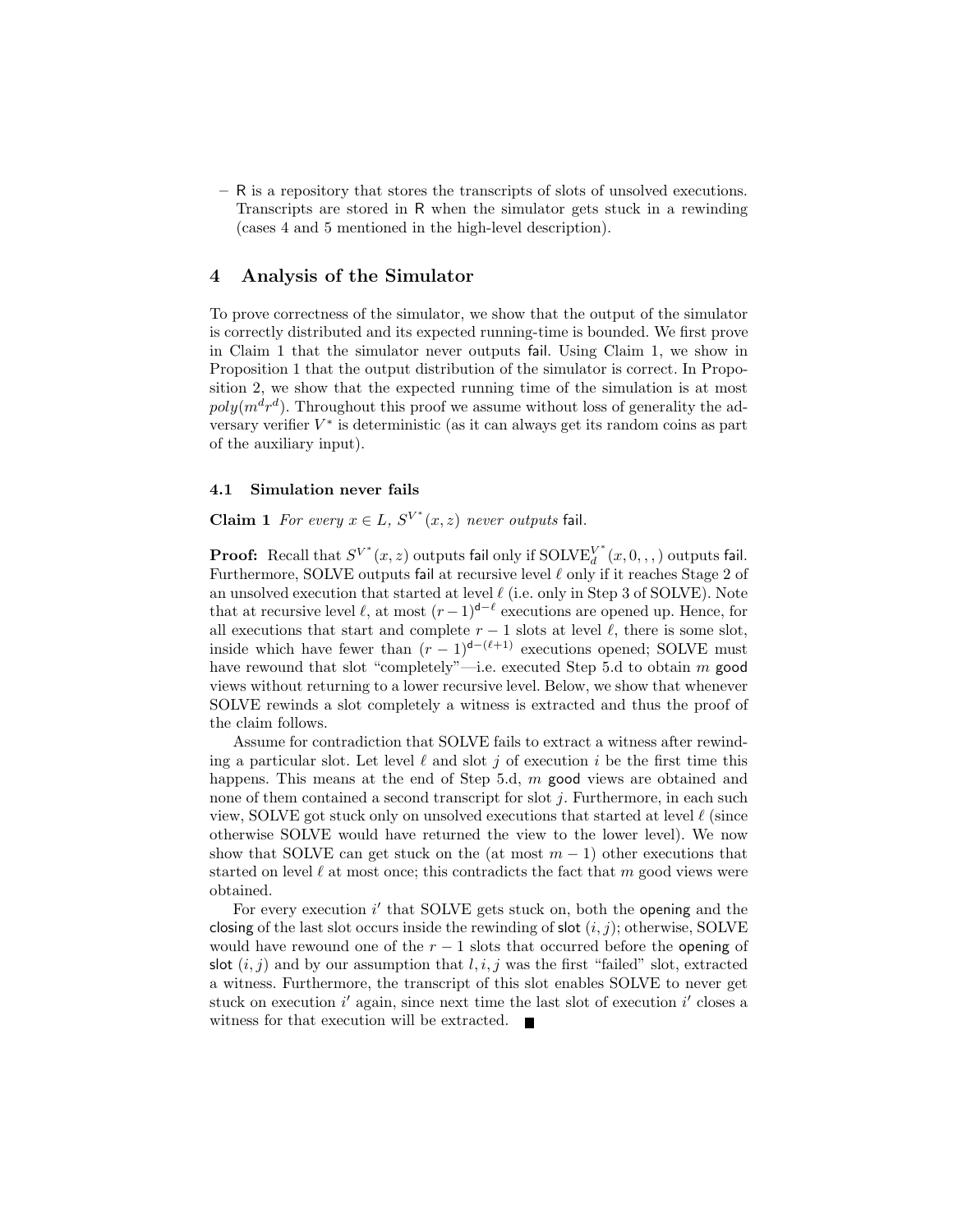– R is a repository that stores the transcripts of slots of unsolved executions. Transcripts are stored in R when the simulator gets stuck in a rewinding (cases 4 and 5 mentioned in the high-level description).

# 4 Analysis of the Simulator

To prove correctness of the simulator, we show that the output of the simulator is correctly distributed and its expected running-time is bounded. We first prove in Claim 1 that the simulator never outputs fail. Using Claim 1, we show in Proposition 1 that the output distribution of the simulator is correct. In Proposition 2, we show that the expected running time of the simulation is at most $poly(m^d r^d)$. Throughout this proof we assume without loss of generality the adversary verifier $V^*$ is deterministic (as it can always get its random coins as part of the auxiliary input).

## 4.1 Simulation never fails

**Claim 1** *For every $x \in L$, $S^{V^*}(x,z)$ never outputs* fail*.*

**Proof:** Recall that $S^{V^*}(x,z)$ outputs fail only if $\text{SOLVE}_d^{V^*}(x, 0, , , )$ outputs fail. Furthermore, SOLVE outputs fail at recursive level $\ell$ only if it reaches Stage 2 of an unsolved execution that started at level $\ell$ (i.e. only in Step 3 of SOLVE). Note that at recursive level $\ell$, at most $(r-1)^{\mathsf{d}-\ell}$ executions are opened up. Hence, for all executions that start and complete $r-1$ slots at level $\ell$, there is some slot, inside which have fewer than $(r-1)^{\mathsf{d}-(\ell+1)}$ executions opened; SOLVE must have rewound that slot "completely"—i.e. executed Step 5.d to obtain $m$ good views without returning to a lower recursive level. Below, we show that whenever SOLVE rewinds a slot completely a witness is extracted and thus the proof of the claim follows.

Assume for contradiction that SOLVE fails to extract a witness after rewinding a particular slot. Let level $\ell$ and slot $j$ of execution $i$ be the first time this happens. This means at the end of Step 5.d, $m$ good views are obtained and none of them contained a second transcript for slot $j$. Furthermore, in each such view, SOLVE got stuck only on unsolved executions that started at level $\ell$ (since otherwise SOLVE would have returned the view to the lower level). We now show that SOLVE can get stuck on the (at most $m-1$) other executions that started on level $\ell$ at most once; this contradicts the fact that $m$ good views were obtained.

For every execution $i'$ that SOLVE gets stuck on, both the opening and the closing of the last slot occurs inside the rewinding of slot $(i,j)$; otherwise, SOLVE would have rewound one of the $r-1$ slots that occurred before the opening of slot $(i,j)$ and by our assumption that $l,i,j$ was the first "failed" slot, extracted a witness. Furthermore, the transcript of this slot enables SOLVE to never get stuck on execution $i'$ again, since next time the last slot of execution $i'$ closes a witness for that execution will be extracted. ■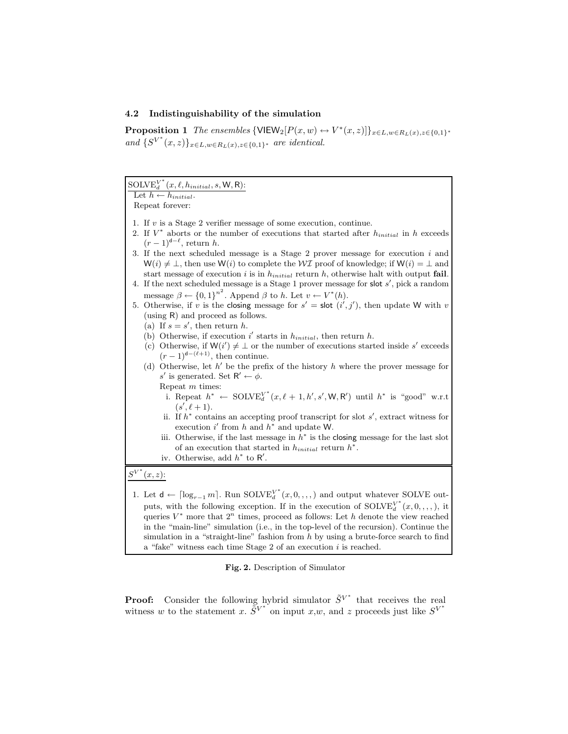### 4.2 Indistinguishability of the simulation

**Proposition 1** *The ensembles* $\{\mathsf{VIEW}_2[P(x,w) \leftrightarrow V^*(x,z)]\}_{x \in L, w \in R_L(x), z \in \{0,1\}^*}$ *and* $\{S^{V^*}(x,z)\}_{x \in L, w \in R_L(x), z \in \{0,1\}^*}$ *are identical.*

---

$\mathrm{SOLVE}_d^{V^*}(x, \ell, h_{initial}, s, \mathsf{W}, \mathsf{R})$:

Let $h \leftarrow h_{initial}$.
Repeat forever:

1. If $v$ is a Stage 2 verifier message of some execution, continue.
2. If $V^*$ aborts or the number of executions that started after $h_{initial}$ in $h$ exceeds $(r-1)^{\mathsf{d}-\ell}$, return $h$.
3. If the next scheduled message is a Stage 2 prover message for execution $i$ and $\mathsf{W}(i) \neq \bot$, then use $\mathsf{W}(i)$ to complete the $\mathcal{WI}$ proof of knowledge; if $\mathsf{W}(i) = \bot$ and start message of execution $i$ is in $h_{initial}$ return $h$, otherwise halt with output **fail**.
4. If the next scheduled message is a Stage 1 prover message for $\mathsf{slot}$ $s'$, pick a random message $\beta \leftarrow \{0,1\}^{n^2}$. Append $\beta$ to $h$. Let $v \leftarrow V^*(h)$.
5. Otherwise, if $v$ is the $\mathsf{closing}$ message for $s' = \mathsf{slot}\ (i', j')$, then update $\mathsf{W}$ with $v$ (using $\mathsf{R}$) and proceed as follows.
   (a) If $s = s'$, then return $h$.
   (b) Otherwise, if execution $i'$ starts in $h_{initial}$, then return $h$.
   (c) Otherwise, if $\mathsf{W}(i') \neq \bot$ or the number of executions started inside $s'$ exceeds $(r-1)^{\mathsf{d}-(\ell+1)}$, then continue.
   (d) Otherwise, let $h'$ be the prefix of the history $h$ where the prover message for $s'$ is generated. Set $\mathsf{R}' \leftarrow \phi$.
   Repeat $m$ times:
      i. Repeat $h^* \leftarrow \mathrm{SOLVE}_d^{V^*}(x, \ell+1, h', s', \mathsf{W}, \mathsf{R}')$ until $h^*$ is "good" w.r.t $(s', \ell+1)$.
      ii. If $h^*$ contains an accepting proof transcript for slot $s'$, extract witness for execution $i'$ from $h$ and $h^*$ and update $\mathsf{W}$.
      iii. Otherwise, if the last message in $h^*$ is the $\mathsf{closing}$ message for the last slot of an execution that started in $h_{initial}$ return $h^*$.
      iv. Otherwise, add $h^*$ to $\mathsf{R}'$.

---

$S^{V^*}(x,z)$:

1. Let $\mathsf{d} \leftarrow \lceil \log_{r-1} m \rceil$. Run $\mathrm{SOLVE}_d^{V^*}(x, 0, , , ,)$ and output whatever SOLVE outputs, with the following exception. If in the execution of $\mathrm{SOLVE}_d^{V^*}(x, 0, , , ,)$, it queries $V^*$ more that $2^n$ times, proceed as follows: Let $h$ denote the view reached in the "main-line" simulation (i.e., in the top-level of the recursion). Continue the simulation in a "straight-line" fashion from $h$ by using a brute-force search to find a "fake" witness each time Stage 2 of an execution $i$ is reached.

---

**Fig. 2.** Description of Simulator

**Proof:** Consider the following hybrid simulator $\tilde{S}^{V^*}$ that receives the real witness $w$ to the statement $x$. $\tilde{S}^{V^*}$ on input $x$,$w$, and $z$ proceeds just like $S^{V^*}$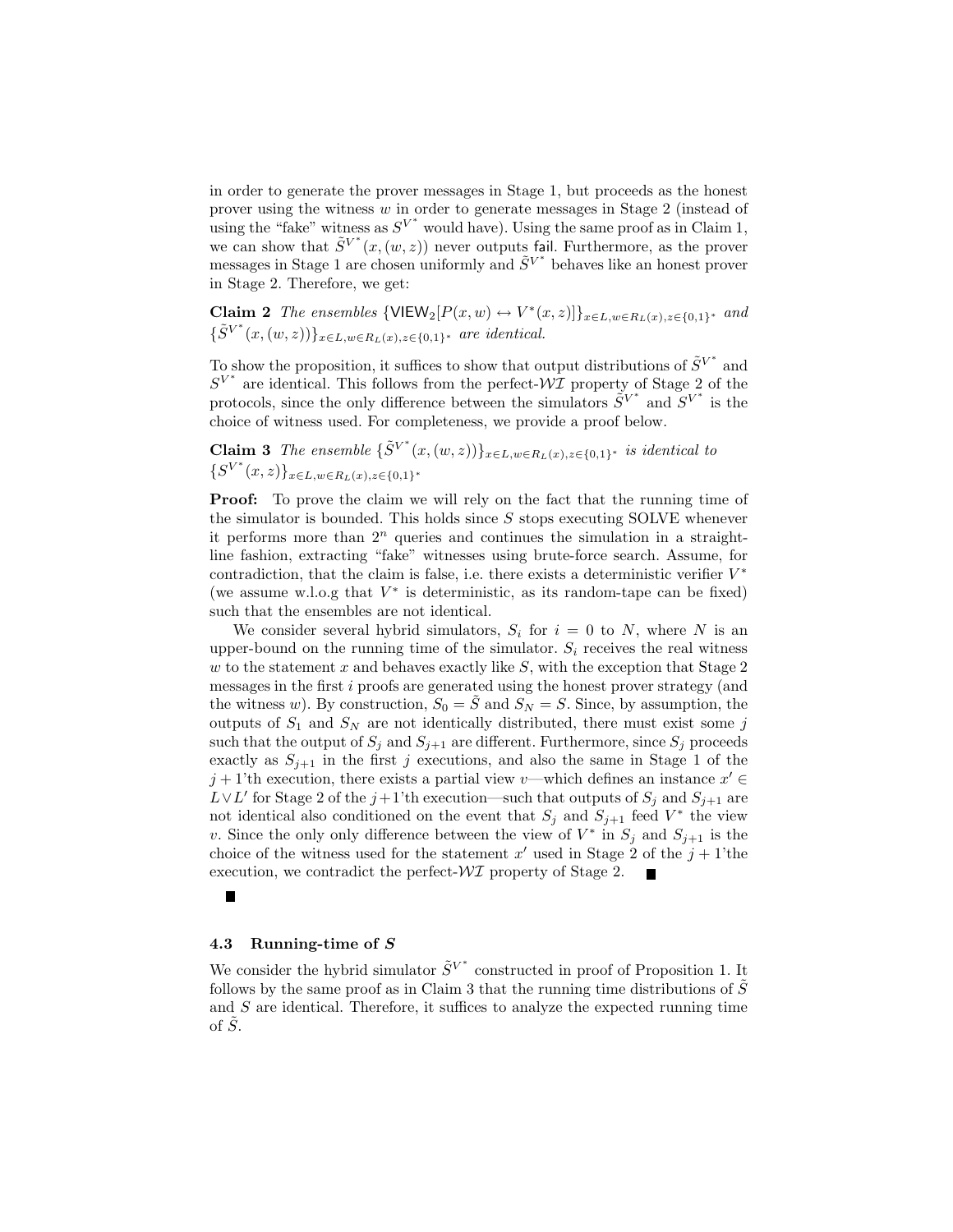in order to generate the prover messages in Stage 1, but proceeds as the honest prover using the witness $w$ in order to generate messages in Stage 2 (instead of using the "fake" witness as $S^{V^*}$ would have). Using the same proof as in Claim 1, we can show that $\tilde{S}^{V^*}(x,(w,z))$ never outputs fail. Furthermore, as the prover messages in Stage 1 are chosen uniformly and $\tilde{S}^{V^*}$ behaves like an honest prover in Stage 2. Therefore, we get:

**Claim 2** *The ensembles* $\{\mathsf{VIEW}_2[P(x,w) \leftrightarrow V^*(x,z)]\}_{x\in L, w\in R_L(x), z\in\{0,1\}^*}$ *and* $\{\tilde{S}^{V^*}(x,(w,z))\}_{x\in L, w\in R_L(x), z\in\{0,1\}^*}$ *are identical.*

To show the proposition, it suffices to show that output distributions of $\tilde{S}^{V^*}$ and $S^{V^*}$ are identical. This follows from the perfect-$\mathcal{WI}$ property of Stage 2 of the protocols, since the only difference between the simulators $\tilde{S}^{V^*}$ and $S^{V^*}$ is the choice of witness used. For completeness, we provide a proof below.

**Claim 3** *The ensemble* $\{\tilde{S}^{V^*}(x,(w,z))\}_{x\in L, w\in R_L(x), z\in\{0,1\}^*}$ *is identical to* $\{S^{V^*}(x,z)\}_{x\in L, w\in R_L(x), z\in\{0,1\}^*}$

**Proof:** To prove the claim we will rely on the fact that the running time of the simulator is bounded. This holds since $S$ stops executing SOLVE whenever it performs more than $2^n$ queries and continues the simulation in a straight-line fashion, extracting "fake" witnesses using brute-force search. Assume, for contradiction, that the claim is false, i.e. there exists a deterministic verifier $V^*$ (we assume w.l.o.g that $V^*$ is deterministic, as its random-tape can be fixed) such that the ensembles are not identical.

We consider several hybrid simulators, $S_i$ for $i = 0$ to $N$, where $N$ is an upper-bound on the running time of the simulator. $S_i$ receives the real witness $w$ to the statement $x$ and behaves exactly like $S$, with the exception that Stage 2 messages in the first $i$ proofs are generated using the honest prover strategy (and the witness $w$). By construction, $S_0 = \tilde{S}$ and $S_N = S$. Since, by assumption, the outputs of $S_1$ and $S_N$ are not identically distributed, there must exist some $j$ such that the output of $S_j$ and $S_{j+1}$ are different. Furthermore, since $S_j$ proceeds exactly as $S_{j+1}$ in the first $j$ executions, and also the same in Stage 1 of the $j+1$'th execution, there exists a partial view $v$—which defines an instance $x' \in L \vee L'$ for Stage 2 of the $j+1$'th execution—such that outputs of $S_j$ and $S_{j+1}$ are not identical also conditioned on the event that $S_j$ and $S_{j+1}$ feed $V^*$ the view $v$. Since the only only difference between the view of $V^*$ in $S_j$ and $S_{j+1}$ is the choice of the witness used for the statement $x'$ used in Stage 2 of the $j+1$'the execution, we contradict the perfect-$\mathcal{WI}$ property of Stage 2. ■

■

### 4.3 Running-time of $S$

We consider the hybrid simulator $\tilde{S}^{V^*}$ constructed in proof of Proposition 1. It follows by the same proof as in Claim 3 that the running time distributions of $\tilde{S}$ and $S$ are identical. Therefore, it suffices to analyze the expected running time of $\tilde{S}$.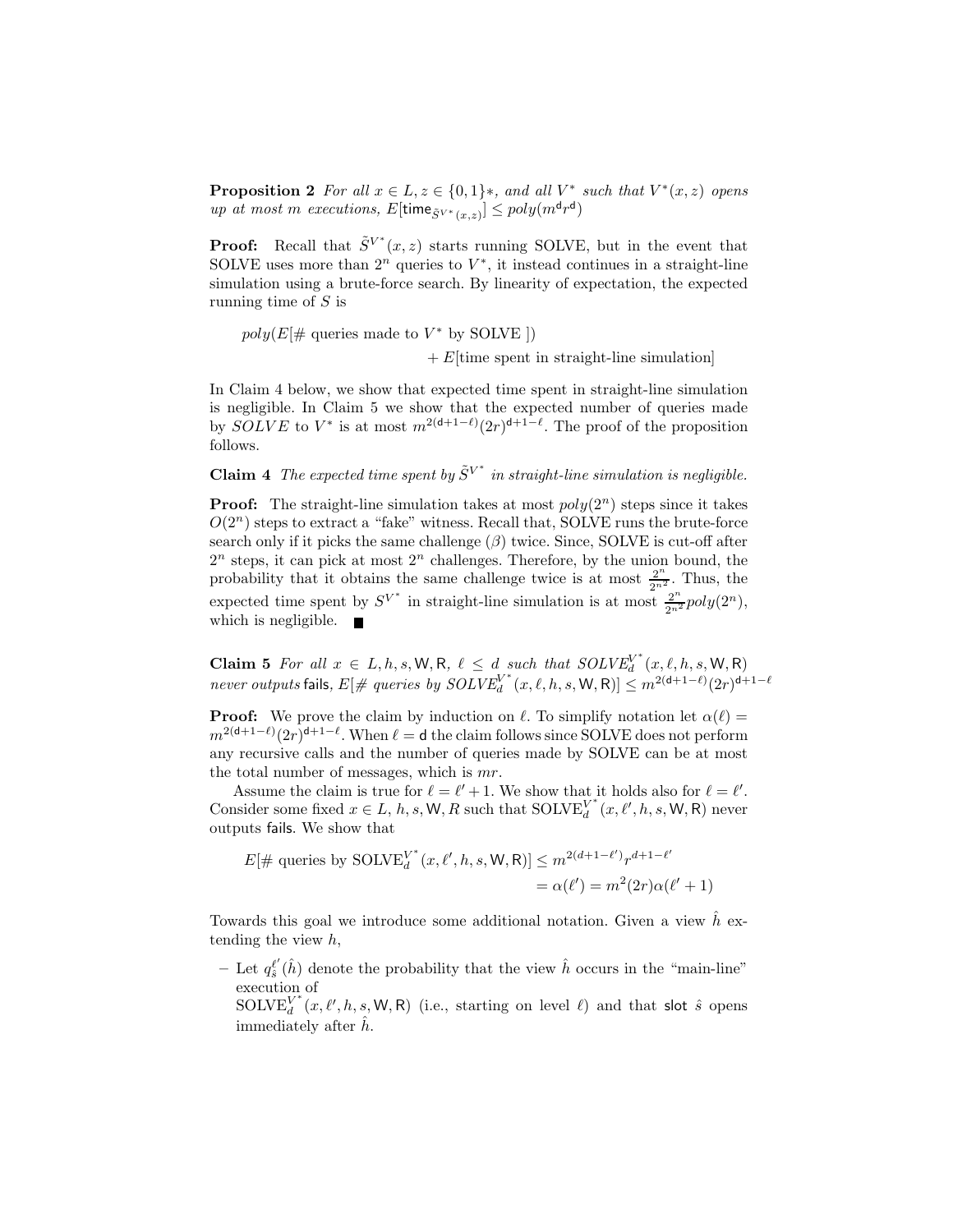**Proposition 2** *For all $x \in L, z \in \{0,1\}*$, and all $V^*$ such that $V^*(x,z)$ opens up at most $m$ executions, $E[\mathsf{time}_{\tilde{S}^{V^*}(x,z)}] \leq poly(m^{\mathsf{d}}r^{\mathsf{d}})$*

**Proof:** Recall that $\tilde{S}^{V^*}(x,z)$ starts running SOLVE, but in the event that SOLVE uses more than $2^n$ queries to $V^*$, it instead continues in a straight-line simulation using a brute-force search. By linearity of expectation, the expected running time of $S$ is

$$poly(E[\# \text{ queries made to } V^* \text{ by SOLVE }])$$
$$+ E[\text{time spent in straight-line simulation}]$$

In Claim 4 below, we show that expected time spent in straight-line simulation is negligible. In Claim 5 we show that the expected number of queries made by $SOLVE$ to $V^*$ is at most $m^{2(\mathsf{d}+1-\ell)}(2r)^{\mathsf{d}+1-\ell}$. The proof of the proposition follows.

**Claim 4** *The expected time spent by $\tilde{S}^{V^*}$ in straight-line simulation is negligible.*

**Proof:** The straight-line simulation takes at most $poly(2^n)$ steps since it takes $O(2^n)$ steps to extract a "fake" witness. Recall that, SOLVE runs the brute-force search only if it picks the same challenge ($\beta$) twice. Since, SOLVE is cut-off after $2^n$ steps, it can pick at most $2^n$ challenges. Therefore, by the union bound, the probability that it obtains the same challenge twice is at most $\frac{2^n}{2^{n^2}}$. Thus, the expected time spent by $S^{V^*}$ in straight-line simulation is at most $\frac{2^n}{2^{n^2}}poly(2^n)$, which is negligible. ■

**Claim 5** *For all $x \in L, h, s, \mathsf{W}, \mathsf{R}$, $\ell \leq d$ such that $SOLVE_d^{V^*}(x, \ell, h, s, \mathsf{W}, \mathsf{R})$ never outputs* fails*, $E[\# \text{ queries by } SOLVE_d^{V^*}(x, \ell, h, s, \mathsf{W}, \mathsf{R})] \leq m^{2(\mathsf{d}+1-\ell)}(2r)^{\mathsf{d}+1-\ell}$*

**Proof:** We prove the claim by induction on $\ell$. To simplify notation let $\alpha(\ell) = m^{2(\mathsf{d}+1-\ell)}(2r)^{\mathsf{d}+1-\ell}$. When $\ell = \mathsf{d}$ the claim follows since SOLVE does not perform any recursive calls and the number of queries made by SOLVE can be at most the total number of messages, which is $mr$.

Assume the claim is true for $\ell = \ell' + 1$. We show that it holds also for $\ell = \ell'$. Consider some fixed $x \in L$, $h, s, \mathsf{W}, R$ such that $\text{SOLVE}_d^{V^*}(x, \ell', h, s, \mathsf{W}, \mathsf{R})$ never outputs fails. We show that

$$E[\# \text{ queries by } \text{SOLVE}_d^{V^*}(x, \ell', h, s, \mathsf{W}, \mathsf{R})] \leq m^{2(d+1-\ell')}r^{d+1-\ell'}$$
$$= \alpha(\ell') = m^2(2r)\alpha(\ell' + 1)$$

Towards this goal we introduce some additional notation. Given a view $\hat{h}$ extending the view $h$,

- Let $q_{\hat{s}}^{\ell'}(\hat{h})$ denote the probability that the view $\hat{h}$ occurs in the "main-line" execution of $\text{SOLVE}_d^{V^*}(x, \ell', h, s, \mathsf{W}, \mathsf{R})$ (i.e., starting on level $\ell$) and that $\mathsf{slot}$ $\hat{s}$ opens immediately after $\hat{h}$.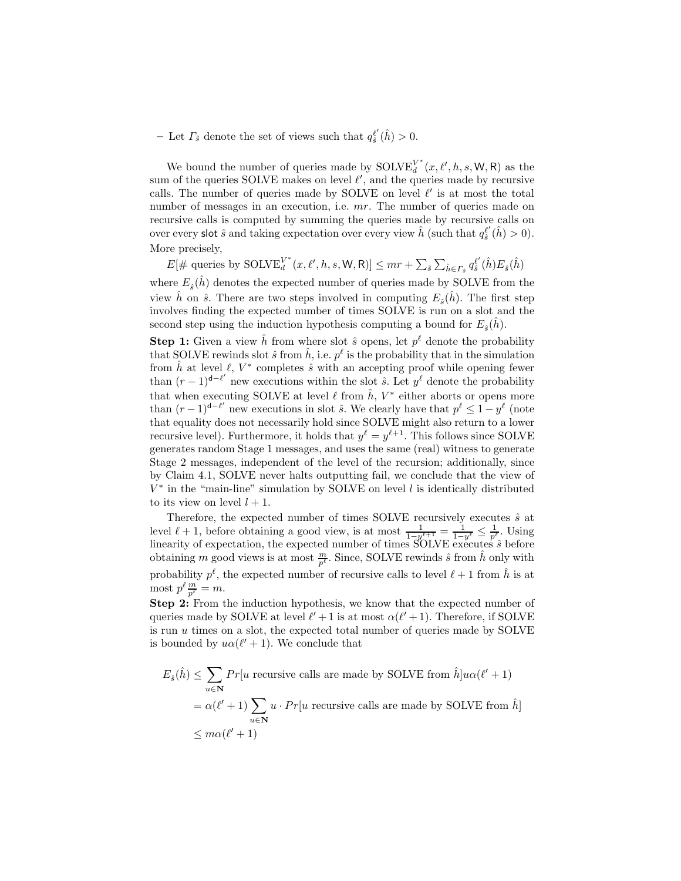– Let $\Gamma_{\hat{s}}$ denote the set of views such that $q_{\hat{s}}^{\ell'}(\hat{h}) > 0$.

We bound the number of queries made by $\text{SOLVE}_d^{V^*}(x, \ell', h, s, \mathsf{W}, \mathsf{R})$ as the sum of the queries SOLVE makes on level $\ell'$, and the queries made by recursive calls. The number of queries made by SOLVE on level $\ell'$ is at most the total number of messages in an execution, i.e. $mr$. The number of queries made on recursive calls is computed by summing the queries made by recursive calls on over every $\mathsf{slot}$ $\hat{s}$ and taking expectation over every view $\hat{h}$ (such that $q_{\hat{s}}^{\ell'}(\hat{h}) > 0$). More precisely,

$E[\#\text{ queries by } \text{SOLVE}_d^{V^*}(x, \ell', h, s, \mathsf{W}, \mathsf{R})] \leq mr + \sum_{\hat{s}} \sum_{\hat{h} \in \Gamma_{\hat{s}}} q_{\hat{s}}^{\ell'}(\hat{h}) E_{\hat{s}}(\hat{h})$

where $E_{\hat{s}}(\hat{h})$ denotes the expected number of queries made by SOLVE from the view $\hat{h}$ on $\hat{s}$. There are two steps involved in computing $E_{\hat{s}}(\hat{h})$. The first step involves finding the expected number of times SOLVE is run on a slot and the second step using the induction hypothesis computing a bound for $E_{\hat{s}}(\hat{h})$.

**Step 1:** Given a view $\hat{h}$ from where slot $\hat{s}$ opens, let $p^\ell$ denote the probability that SOLVE rewinds slot $\hat{s}$ from $\hat{h}$, i.e. $p^\ell$ is the probability that in the simulation from $\hat{h}$ at level $\ell$, $V^*$ completes $\hat{s}$ with an accepting proof while opening fewer than $(r-1)^{\mathsf{d}-\ell'}$ new executions within the slot $\hat{s}$. Let $y^\ell$ denote the probability that when executing SOLVE at level $\ell$ from $\hat{h}$, $V^*$ either aborts or opens more than $(r-1)^{\mathsf{d}-\ell'}$ new executions in slot $\hat{s}$. We clearly have that $p^\ell \leq 1 - y^\ell$ (note that equality does not necessarily hold since SOLVE might also return to a lower recursive level). Furthermore, it holds that $y^\ell = y^{\ell+1}$. This follows since SOLVE generates random Stage 1 messages, and uses the same (real) witness to generate Stage 2 messages, independent of the level of the recursion; additionally, since by Claim 4.1, SOLVE never halts outputting fail, we conclude that the view of $V^*$ in the "main-line" simulation by SOLVE on level $l$ is identically distributed to its view on level $l+1$.

Therefore, the expected number of times SOLVE recursively executes $\hat{s}$ at level $\ell+1$, before obtaining a good view, is at most $\frac{1}{1-y^{\ell+1}} = \frac{1}{1-y^\ell} \leq \frac{1}{p^\ell}$. Using linearity of expectation, the expected number of times SOLVE executes $\hat{s}$ before obtaining $m$ good views is at most $\frac{m}{p^\ell}$. Since, SOLVE rewinds $\hat{s}$ from $\hat{h}$ only with probability $p^\ell$, the expected number of recursive calls to level $\ell+1$ from $\hat{h}$ is at most $p^\ell \frac{m}{p^\ell} = m$.

**Step 2:** From the induction hypothesis, we know that the expected number of queries made by SOLVE at level $\ell'+1$ is at most $\alpha(\ell'+1)$. Therefore, if SOLVE is run $u$ times on a slot, the expected total number of queries made by SOLVE is bounded by $u\alpha(\ell'+1)$. We conclude that

$$
\begin{aligned}
E_{\hat{s}}(\hat{h}) &\leq \sum_{u \in \mathbf{N}} Pr[u \text{ recursive calls are made by SOLVE from } \hat{h}] u\alpha(\ell'+1) \\
&= \alpha(\ell'+1) \sum_{u \in \mathbf{N}} u \cdot Pr[u \text{ recursive calls are made by SOLVE from } \hat{h}] \\
&\leq m\alpha(\ell'+1)
\end{aligned}
$$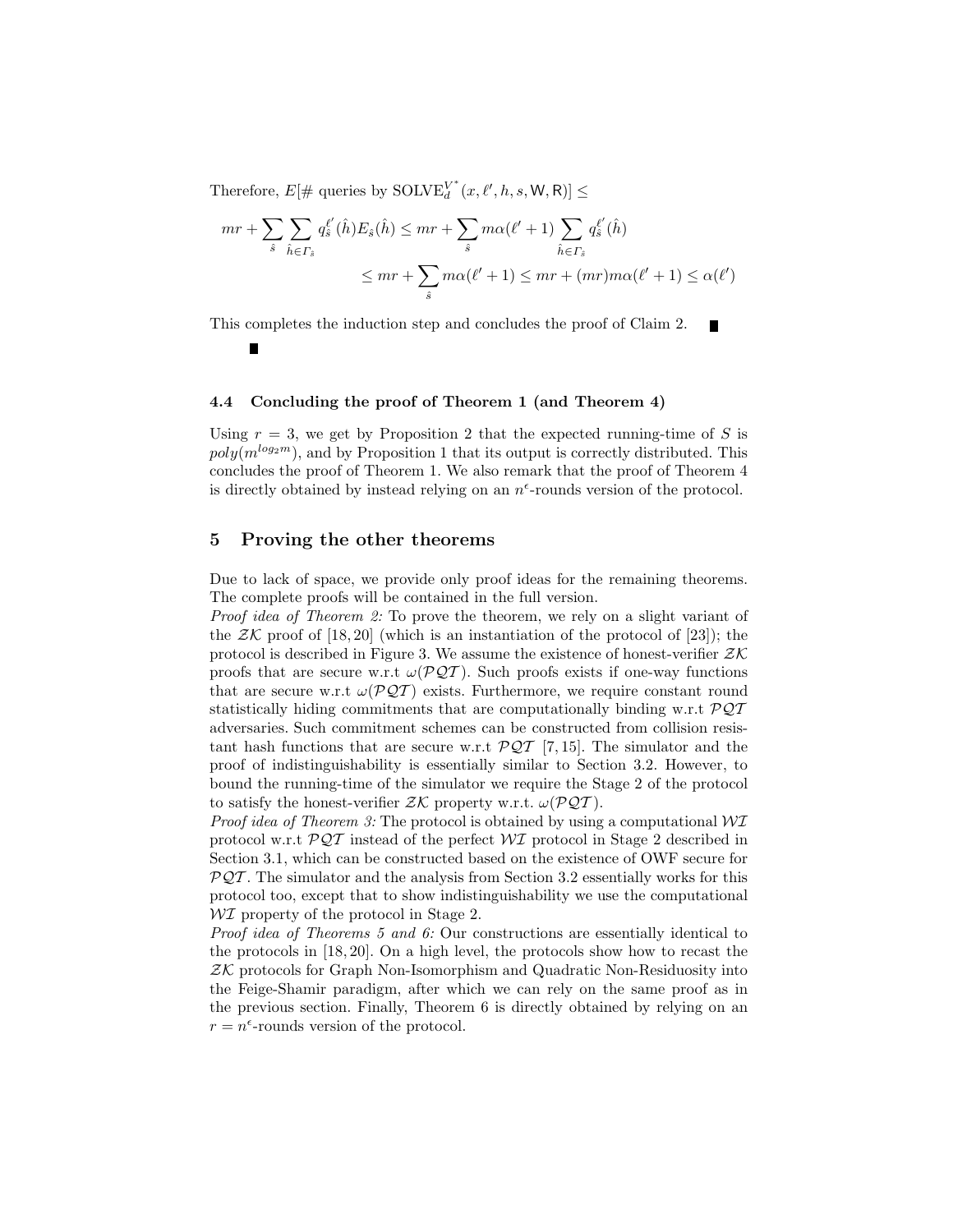Therefore, $E[\#\text{ queries by } \mathrm{SOLVE}_d^{V^*}(x, \ell', h, s, \mathsf{W}, \mathsf{R})] \leq$

$$mr + \sum_{\hat{s}} \sum_{\hat{h} \in \Gamma_{\hat{s}}} q_{\hat{s}}^{\ell'}(\hat{h}) E_{\hat{s}}(\hat{h}) \leq mr + \sum_{\hat{s}} m\alpha(\ell'+1) \sum_{\hat{h} \in \Gamma_{\hat{s}}} q_{\hat{s}}^{\ell'}(\hat{h})$$

$$\leq mr + \sum_{\hat{s}} m\alpha(\ell'+1) \leq mr + (mr)m\alpha(\ell'+1) \leq \alpha(\ell')$$

This completes the induction step and concludes the proof of Claim 2. ■

■

### 4.4 Concluding the proof of Theorem 1 (and Theorem 4)

Using $r = 3$, we get by Proposition 2 that the expected running-time of $S$ is $poly(m^{log_2 m})$, and by Proposition 1 that its output is correctly distributed. This concludes the proof of Theorem 1. We also remark that the proof of Theorem 4 is directly obtained by instead relying on an $n^\epsilon$-rounds version of the protocol.

## 5 Proving the other theorems

Due to lack of space, we provide only proof ideas for the remaining theorems. The complete proofs will be contained in the full version.

*Proof idea of Theorem 2:* To prove the theorem, we rely on a slight variant of the $\mathcal{ZK}$ proof of [18, 20] (which is an instantiation of the protocol of [23]); the protocol is described in Figure 3. We assume the existence of honest-verifier $\mathcal{ZK}$ proofs that are secure w.r.t $\omega(\mathcal{PQT})$. Such proofs exists if one-way functions that are secure w.r.t $\omega(\mathcal{PQT})$ exists. Furthermore, we require constant round statistically hiding commitments that are computationally binding w.r.t $\mathcal{PQT}$ adversaries. Such commitment schemes can be constructed from collision resistant hash functions that are secure w.r.t $\mathcal{PQT}$ [7, 15]. The simulator and the proof of indistinguishability is essentially similar to Section 3.2. However, to bound the running-time of the simulator we require the Stage 2 of the protocol to satisfy the honest-verifier $\mathcal{ZK}$ property w.r.t. $\omega(\mathcal{PQT})$.

*Proof idea of Theorem 3:* The protocol is obtained by using a computational $\mathcal{WI}$ protocol w.r.t $\mathcal{PQT}$ instead of the perfect $\mathcal{WI}$ protocol in Stage 2 described in Section 3.1, which can be constructed based on the existence of OWF secure for $\mathcal{PQT}$. The simulator and the analysis from Section 3.2 essentially works for this protocol too, except that to show indistinguishability we use the computational $\mathcal{WI}$ property of the protocol in Stage 2.

*Proof idea of Theorems 5 and 6:* Our constructions are essentially identical to the protocols in [18, 20]. On a high level, the protocols show how to recast the $\mathcal{ZK}$ protocols for Graph Non-Isomorphism and Quadratic Non-Residuosity into the Feige-Shamir paradigm, after which we can rely on the same proof as in the previous section. Finally, Theorem 6 is directly obtained by relying on an $r = n^\epsilon$-rounds version of the protocol.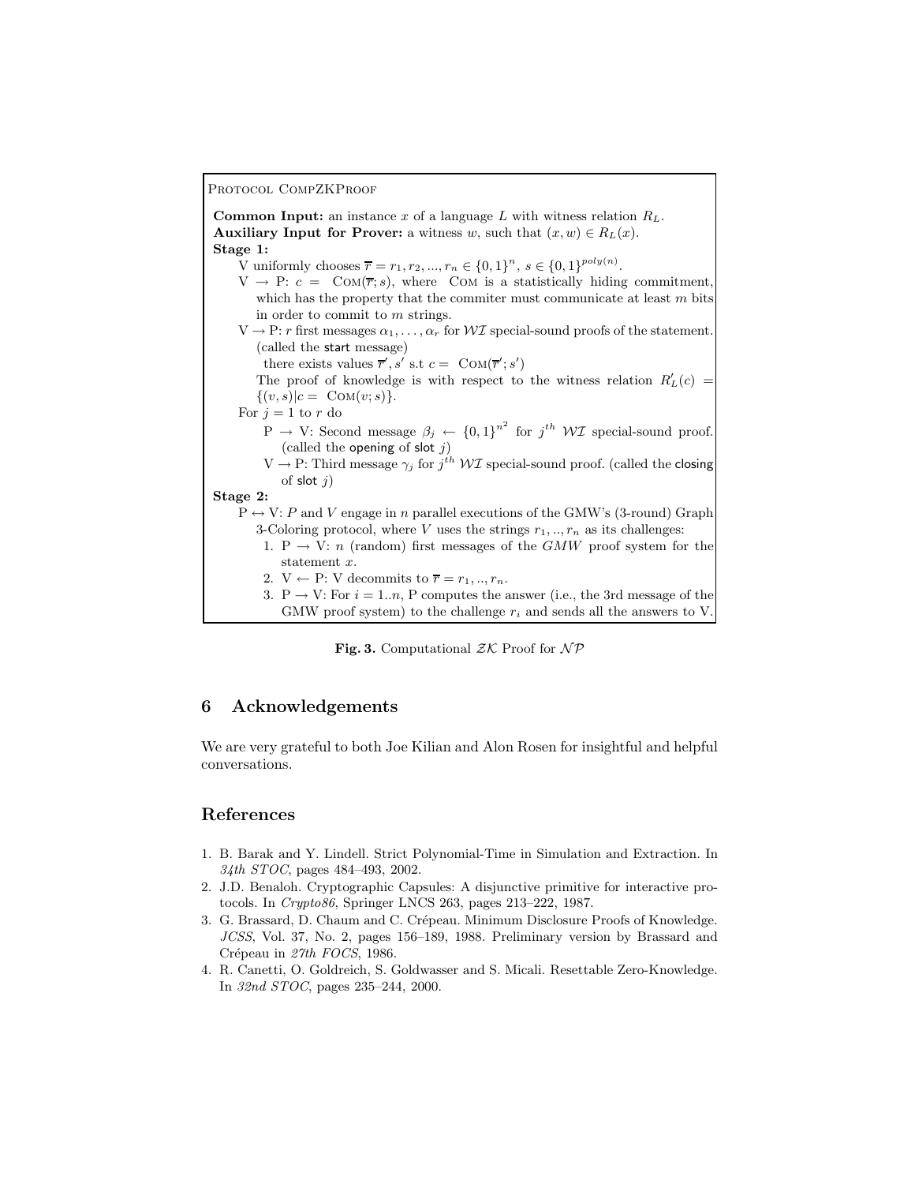PROTOCOL COMPZKPROOF

**Common Input:** an instance $x$ of a language $L$ with witness relation $R_L$.
**Auxiliary Input for Prover:** a witness $w$, such that $(x, w) \in R_L(x)$.
**Stage 1:**

V uniformly chooses $\overline{r} = r_1, r_2, ..., r_n \in \{0,1\}^n$, $s \in \{0,1\}^{poly(n)}$.

V $\rightarrow$ P: $c = \text{COM}(\overline{r}; s)$, where COM is a statistically hiding commitment, which has the property that the commiter must communicate at least $m$ bits in order to commit to $m$ strings.

V $\rightarrow$ P: $r$ first messages $\alpha_1, \ldots, \alpha_r$ for $\mathcal{WI}$ special-sound proofs of the statement. (called the start message)

there exists values $\overline{r}', s'$ s.t $c = \text{COM}(\overline{r}'; s')$

The proof of knowledge is with respect to the witness relation $R'_L(c) = \{(v, s) | c = \text{COM}(v; s)\}$.

For $j = 1$ to $r$ do

- P $\rightarrow$ V: Second message $\beta_j \leftarrow \{0,1\}^{n^2}$ for $j^{th}$ $\mathcal{WI}$ special-sound proof. (called the opening of slot $j$)
- V $\rightarrow$ P: Third message $\gamma_j$ for $j^{th}$ $\mathcal{WI}$ special-sound proof. (called the closing of slot $j$)

**Stage 2:**

P $\leftrightarrow$ V: $P$ and $V$ engage in $n$ parallel executions of the GMW's (3-round) Graph 3-Coloring protocol, where $V$ uses the strings $r_1, .., r_n$ as its challenges:

1. P $\rightarrow$ V: $n$ (random) first messages of the $GMW$ proof system for the statement $x$.
2. V $\leftarrow$ P: V decommits to $\overline{r} = r_1, .., r_n$.
3. P $\rightarrow$ V: For $i = 1..n$, P computes the answer (i.e., the 3rd message of the GMW proof system) to the challenge $r_i$ and sends all the answers to V.

**Fig. 3.** Computational $\mathcal{ZK}$ Proof for $\mathcal{NP}$

## 6 Acknowledgements

We are very grateful to both Joe Kilian and Alon Rosen for insightful and helpful conversations.

## References

1. B. Barak and Y. Lindell. Strict Polynomial-Time in Simulation and Extraction. In *34th STOC*, pages 484–493, 2002.
2. J.D. Benaloh. Cryptographic Capsules: A disjunctive primitive for interactive protocols. In *Crypto86*, Springer LNCS 263, pages 213–222, 1987.
3. G. Brassard, D. Chaum and C. Crépeau. Minimum Disclosure Proofs of Knowledge. *JCSS*, Vol. 37, No. 2, pages 156–189, 1988. Preliminary version by Brassard and Crépeau in *27th FOCS*, 1986.
4. R. Canetti, O. Goldreich, S. Goldwasser and S. Micali. Resettable Zero-Knowledge. In *32nd STOC*, pages 235–244, 2000.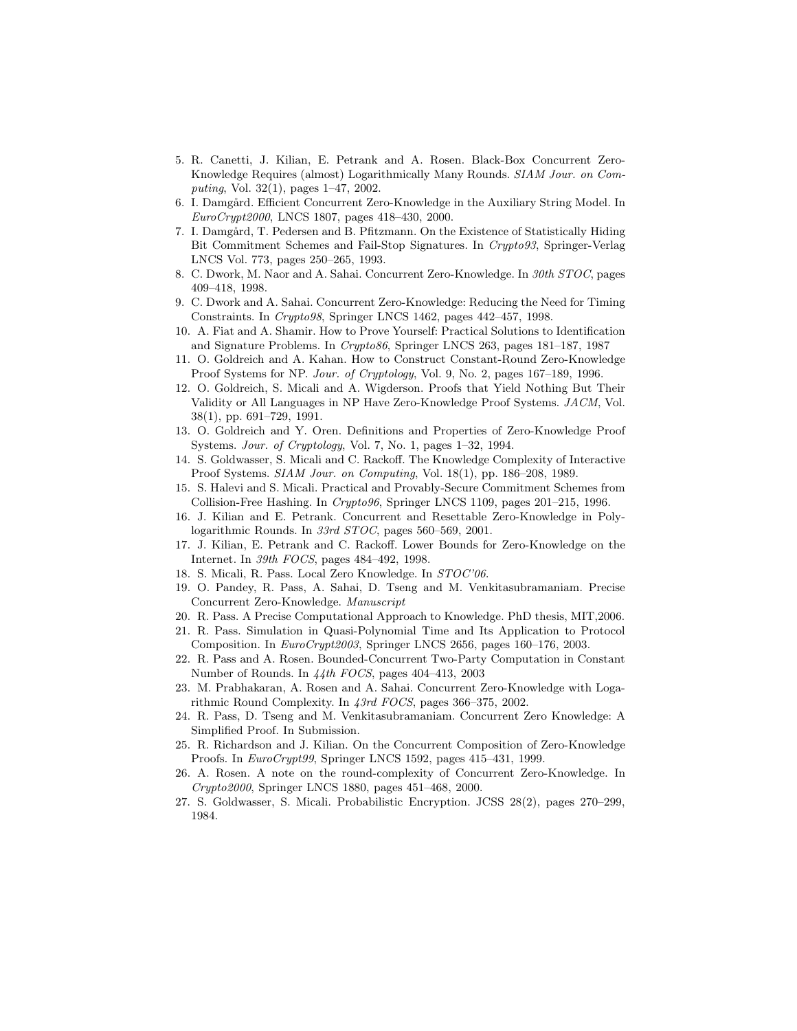5. R. Canetti, J. Kilian, E. Petrank and A. Rosen. Black-Box Concurrent Zero-Knowledge Requires (almost) Logarithmically Many Rounds. *SIAM Jour. on Computing*, Vol. 32(1), pages 1–47, 2002.
6. I. Damgård. Efficient Concurrent Zero-Knowledge in the Auxiliary String Model. In *EuroCrypt2000*, LNCS 1807, pages 418–430, 2000.
7. I. Damgård, T. Pedersen and B. Pfitzmann. On the Existence of Statistically Hiding Bit Commitment Schemes and Fail-Stop Signatures. In *Crypto93*, Springer-Verlag LNCS Vol. 773, pages 250–265, 1993.
8. C. Dwork, M. Naor and A. Sahai. Concurrent Zero-Knowledge. In *30th STOC*, pages 409–418, 1998.
9. C. Dwork and A. Sahai. Concurrent Zero-Knowledge: Reducing the Need for Timing Constraints. In *Crypto98*, Springer LNCS 1462, pages 442–457, 1998.
10. A. Fiat and A. Shamir. How to Prove Yourself: Practical Solutions to Identification and Signature Problems. In *Crypto86*, Springer LNCS 263, pages 181–187, 1987
11. O. Goldreich and A. Kahan. How to Construct Constant-Round Zero-Knowledge Proof Systems for NP. *Jour. of Cryptology*, Vol. 9, No. 2, pages 167–189, 1996.
12. O. Goldreich, S. Micali and A. Wigderson. Proofs that Yield Nothing But Their Validity or All Languages in NP Have Zero-Knowledge Proof Systems. *JACM*, Vol. 38(1), pp. 691–729, 1991.
13. O. Goldreich and Y. Oren. Definitions and Properties of Zero-Knowledge Proof Systems. *Jour. of Cryptology*, Vol. 7, No. 1, pages 1–32, 1994.
14. S. Goldwasser, S. Micali and C. Rackoff. The Knowledge Complexity of Interactive Proof Systems. *SIAM Jour. on Computing*, Vol. 18(1), pp. 186–208, 1989.
15. S. Halevi and S. Micali. Practical and Provably-Secure Commitment Schemes from Collision-Free Hashing. In *Crypto96*, Springer LNCS 1109, pages 201–215, 1996.
16. J. Kilian and E. Petrank. Concurrent and Resettable Zero-Knowledge in Poly-logarithmic Rounds. In *33rd STOC*, pages 560–569, 2001.
17. J. Kilian, E. Petrank and C. Rackoff. Lower Bounds for Zero-Knowledge on the Internet. In *39th FOCS*, pages 484–492, 1998.
18. S. Micali, R. Pass. Local Zero Knowledge. In *STOC'06*.
19. O. Pandey, R. Pass, A. Sahai, D. Tseng and M. Venkitasubramaniam. Precise Concurrent Zero-Knowledge. *Manuscript*
20. R. Pass. A Precise Computational Approach to Knowledge. PhD thesis, MIT,2006.
21. R. Pass. Simulation in Quasi-Polynomial Time and Its Application to Protocol Composition. In *EuroCrypt2003*, Springer LNCS 2656, pages 160–176, 2003.
22. R. Pass and A. Rosen. Bounded-Concurrent Two-Party Computation in Constant Number of Rounds. In *44th FOCS*, pages 404–413, 2003
23. M. Prabhakaran, A. Rosen and A. Sahai. Concurrent Zero-Knowledge with Logarithmic Round Complexity. In *43rd FOCS*, pages 366–375, 2002.
24. R. Pass, D. Tseng and M. Venkitasubramaniam. Concurrent Zero Knowledge: A Simplified Proof. In Submission.
25. R. Richardson and J. Kilian. On the Concurrent Composition of Zero-Knowledge Proofs. In *EuroCrypt99*, Springer LNCS 1592, pages 415–431, 1999.
26. A. Rosen. A note on the round-complexity of Concurrent Zero-Knowledge. In *Crypto2000*, Springer LNCS 1880, pages 451–468, 2000.
27. S. Goldwasser, S. Micali. Probabilistic Encryption. JCSS 28(2), pages 270–299, 1984.